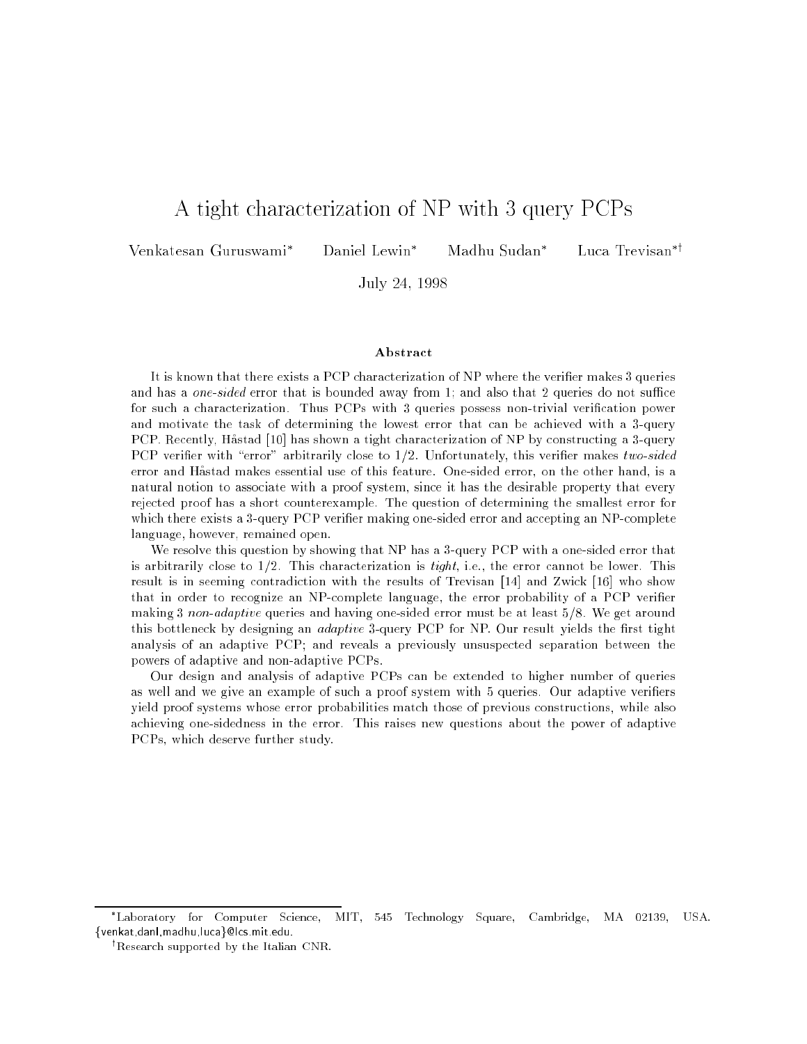# A tight characterization of NP with 3 query PCPs

Venkatesan Guruswami[*] Daniel Lewin[*] Madhu Sudan[*] Luca Trevisan[*†]

July 24, 1998

### Abstract

It is known that there exists a PCP characterization of NP where the verifier makes 3 queries and has a *one-sided* error that is bounded away from 1; and also that 2 queries do not suffice for such a characterization. Thus PCPs with 3 queries possess non-trivial verification power and motivate the task of determining the lowest error that can be achieved with a 3-query PCP. Recently, Håstad [10] has shown a tight characterization of NP by constructing a 3-query PCP verifier with "error" arbitrarily close to 1/2. Unfortunately, this verifier makes *two-sided* error and Håstad makes essential use of this feature. One-sided error, on the other hand, is a natural notion to associate with a proof system, since it has the desirable property that every rejected proof has a short counterexample. The question of determining the smallest error for which there exists a 3-query PCP verifier making one-sided error and accepting an NP-complete language, however, remained open.

We resolve this question by showing that NP has a 3-query PCP with a one-sided error that is arbitrarily close to 1/2. This characterization is *tight*, i.e., the error cannot be lower. This result is in seeming contradiction with the results of Trevisan [14] and Zwick [16] who show that in order to recognize an NP-complete language, the error probability of a PCP verifier making 3 *non-adaptive* queries and having one-sided error must be at least 5/8. We get around this bottleneck by designing an *adaptive* 3-query PCP for NP. Our result yields the first tight analysis of an adaptive PCP; and reveals a previously unsuspected separation between the powers of adaptive and non-adaptive PCPs.

Our design and analysis of adaptive PCPs can be extended to higher number of queries as well and we give an example of such a proof system with 5 queries. Our adaptive verifiers yield proof systems whose error probabilities match those of previous constructions, while also achieving one-sidedness in the error. This raises new questions about the power of adaptive PCPs, which deserve further study.

---

[*] Laboratory for Computer Science, MIT, 545 Technology Square, Cambridge, MA 02139, USA. {venkat,danl,madhu,luca}@lcs.mit.edu.

[†] Research supported by the Italian CNR.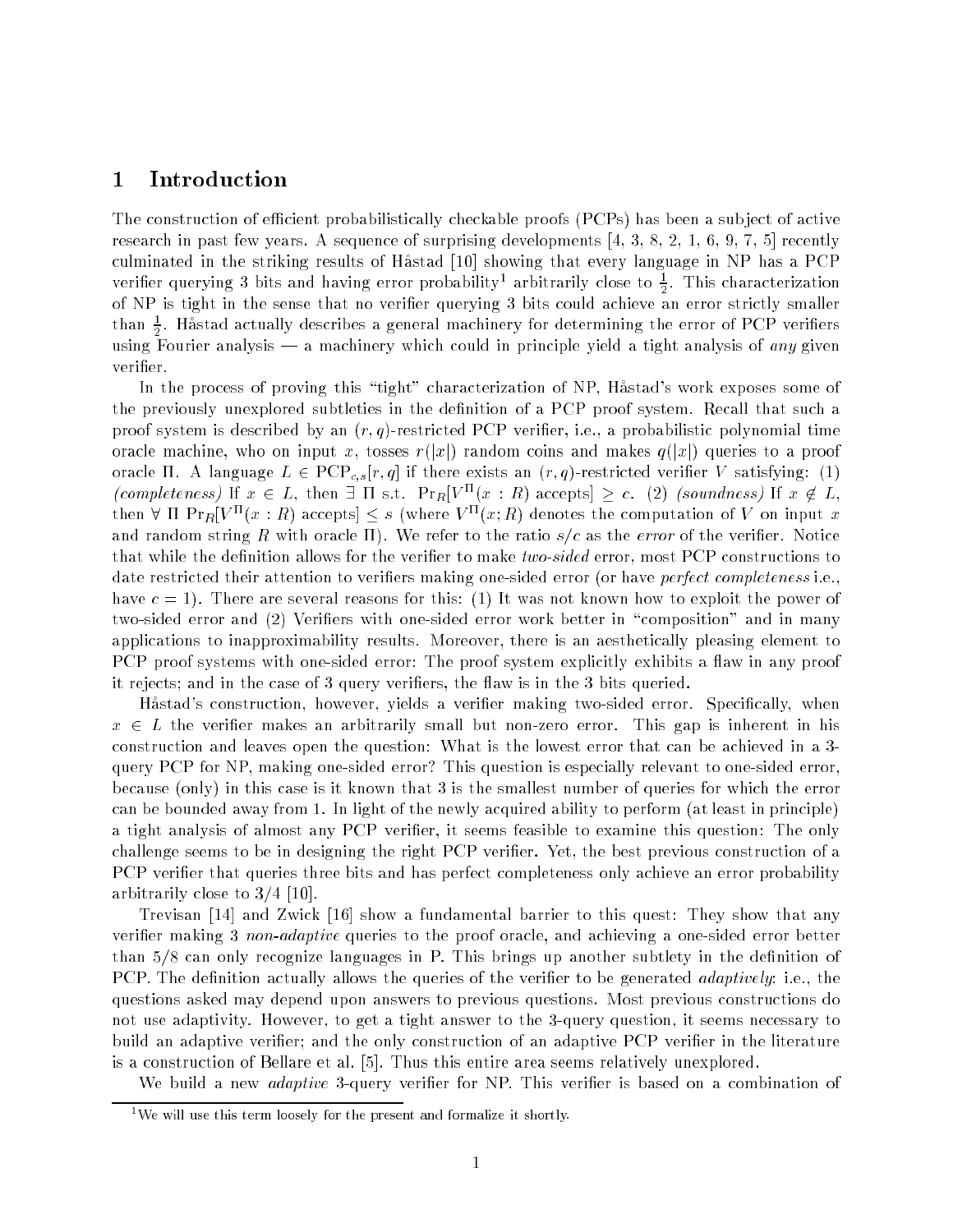# 1 Introduction

The construction of efficient probabilistically checkable proofs (PCPs) has been a subject of active research in past few years. A sequence of surprising developments [4, 3, 8, 2, 1, 6, 9, 7, 5] recently culminated in the striking results of Håstad [10] showing that every language in NP has a PCP verifier querying 3 bits and having error probability[1] arbitrarily close to $\frac{1}{2}$. This characterization of NP is tight in the sense that no verifier querying 3 bits could achieve an error strictly smaller than $\frac{1}{2}$. Håstad actually describes a general machinery for determining the error of PCP verifiers using Fourier analysis — a machinery which could in principle yield a tight analysis of *any* given verifier.

In the process of proving this "tight" characterization of NP, Håstad's work exposes some of the previously unexplored subtleties in the definition of a PCP proof system. Recall that such a proof system is described by an $(r, q)$-restricted PCP verifier, i.e., a probabilistic polynomial time oracle machine, who on input $x$, tosses $r(|x|)$ random coins and makes $q(|x|)$ queries to a proof oracle $\Pi$. A language $L \in \mathrm{PCP}_{c,s}[r, q]$ if there exists an $(r, q)$-restricted verifier $V$ satisfying: (1) *(completeness)* If $x \in L$, then $\exists\ \Pi$ s.t. $\Pr_R[V^{\Pi}(x : R) \text{ accepts}] \geq c$. (2) *(soundness)* If $x \notin L$, then $\forall\ \Pi$ $\Pr_R[V^{\Pi}(x : R) \text{ accepts}] \leq s$ (where $V^{\Pi}(x; R)$ denotes the computation of $V$ on input $x$ and random string $R$ with oracle $\Pi$). We refer to the ratio $s/c$ as the *error* of the verifier. Notice that while the definition allows for the verifier to make *two-sided* error, most PCP constructions to date restricted their attention to verifiers making one-sided error (or have *perfect completeness* i.e., have $c = 1$). There are several reasons for this: (1) It was not known how to exploit the power of two-sided error and (2) Verifiers with one-sided error work better in "composition" and in many applications to inapproximability results. Moreover, there is an aesthetically pleasing element to PCP proof systems with one-sided error: The proof system explicitly exhibits a flaw in any proof it rejects; and in the case of 3 query verifiers, the flaw is in the 3 bits queried.

Håstad's construction, however, yields a verifier making two-sided error. Specifically, when $x \in L$ the verifier makes an arbitrarily small but non-zero error. This gap is inherent in his construction and leaves open the question: What is the lowest error that can be achieved in a 3-query PCP for NP, making one-sided error? This question is especially relevant to one-sided error, because (only) in this case is it known that 3 is the smallest number of queries for which the error can be bounded away from 1. In light of the newly acquired ability to perform (at least in principle) a tight analysis of almost any PCP verifier, it seems feasible to examine this question: The only challenge seems to be in designing the right PCP verifier. Yet, the best previous construction of a PCP verifier that queries three bits and has perfect completeness only achieve an error probability arbitrarily close to 3/4 [10].

Trevisan [14] and Zwick [16] show a fundamental barrier to this quest: They show that any verifier making 3 *non-adaptive* queries to the proof oracle, and achieving a one-sided error better than 5/8 can only recognize languages in P. This brings up another subtlety in the definition of PCP. The definition actually allows the queries of the verifier to be generated *adaptively*: i.e., the questions asked may depend upon answers to previous questions. Most previous constructions do not use adaptivity. However, to get a tight answer to the 3-query question, it seems necessary to build an adaptive verifier; and the only construction of an adaptive PCP verifier in the literature is a construction of Bellare et al. [5]. Thus this entire area seems relatively unexplored.

We build a new *adaptive* 3-query verifier for NP. This verifier is based on a combination of

[1] We will use this term loosely for the present and formalize it shortly.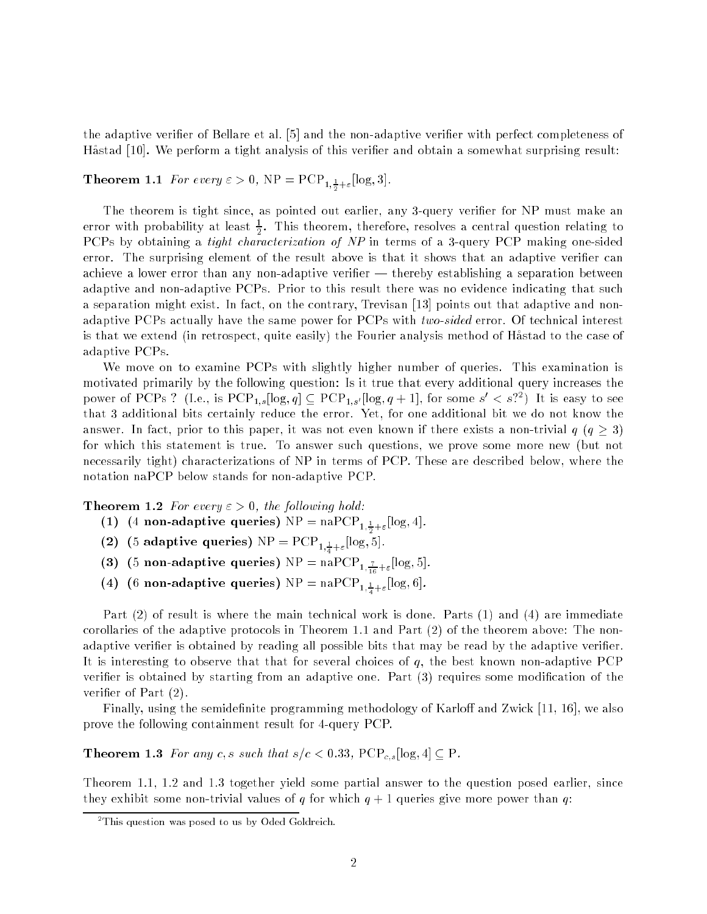the adaptive verifier of Bellare et al. [5] and the non-adaptive verifier with perfect completeness of Håstad [10]. We perform a tight analysis of this verifier and obtain a somewhat surprising result:

**Theorem 1.1** *For every $\varepsilon > 0$, $\mathrm{NP} = \mathrm{PCP}_{1,\frac{1}{2}+\varepsilon}[\log, 3]$.*

The theorem is tight since, as pointed out earlier, any 3-query verifier for NP must make an error with probability at least $\frac{1}{2}$. This theorem, therefore, resolves a central question relating to PCPs by obtaining a *tight characterization of NP* in terms of a 3-query PCP making one-sided error. The surprising element of the result above is that it shows that an adaptive verifier can achieve a lower error than any non-adaptive verifier — thereby establishing a separation between adaptive and non-adaptive PCPs. Prior to this result there was no evidence indicating that such a separation might exist. In fact, on the contrary, Trevisan [13] points out that adaptive and non-adaptive PCPs actually have the same power for PCPs with *two-sided* error. Of technical interest is that we extend (in retrospect, quite easily) the Fourier analysis method of Håstad to the case of adaptive PCPs.

We move on to examine PCPs with slightly higher number of queries. This examination is motivated primarily by the following question: Is it true that every additional query increases the power of PCPs ? (I.e., is $\mathrm{PCP}_{1,s}[\log, q] \subseteq \mathrm{PCP}_{1,s'}[\log, q+1]$, for some $s' < s$?[2]) It is easy to see that 3 additional bits certainly reduce the error. Yet, for one additional bit we do not know the answer. In fact, prior to this paper, it was not even known if there exists a non-trivial $q$ ($q \geq 3$) for which this statement is true. To answer such questions, we prove some more new (but not necessarily tight) characterizations of NP in terms of PCP. These are described below, where the notation naPCP below stands for non-adaptive PCP.

**Theorem 1.2** *For every $\varepsilon > 0$, the following hold:*

**(1)** **(4 non-adaptive queries)** $\mathrm{NP} = \mathrm{naPCP}_{1,\frac{1}{2}+\varepsilon}[\log, 4]$.

**(2)** **(5 adaptive queries)** $\mathrm{NP} = \mathrm{PCP}_{1,\frac{1}{4}+\varepsilon}[\log, 5]$.

**(3)** **(5 non-adaptive queries)** $\mathrm{NP} = \mathrm{naPCP}_{1,\frac{7}{16}+\varepsilon}[\log, 5]$.

**(4)** **(6 non-adaptive queries)** $\mathrm{NP} = \mathrm{naPCP}_{1,\frac{1}{4}+\varepsilon}[\log, 6]$.

Part (2) of result is where the main technical work is done. Parts (1) and (4) are immediate corollaries of the adaptive protocols in Theorem 1.1 and Part (2) of the theorem above: The non-adaptive verifier is obtained by reading all possible bits that may be read by the adaptive verifier. It is interesting to observe that that for several choices of $q$, the best known non-adaptive PCP verifier is obtained by starting from an adaptive one. Part (3) requires some modification of the verifier of Part (2).

Finally, using the semidefinite programming methodology of Karloff and Zwick [11, 16], we also prove the following containment result for 4-query PCP.

**Theorem 1.3** *For any $c, s$ such that $s/c < 0.33$, $\mathrm{PCP}_{c,s}[\log, 4] \subseteq \mathrm{P}$.*

Theorem 1.1, 1.2 and 1.3 together yield some partial answer to the question posed earlier, since they exhibit some non-trivial values of $q$ for which $q+1$ queries give more power than $q$:

[2] This question was posed to us by Oded Goldreich.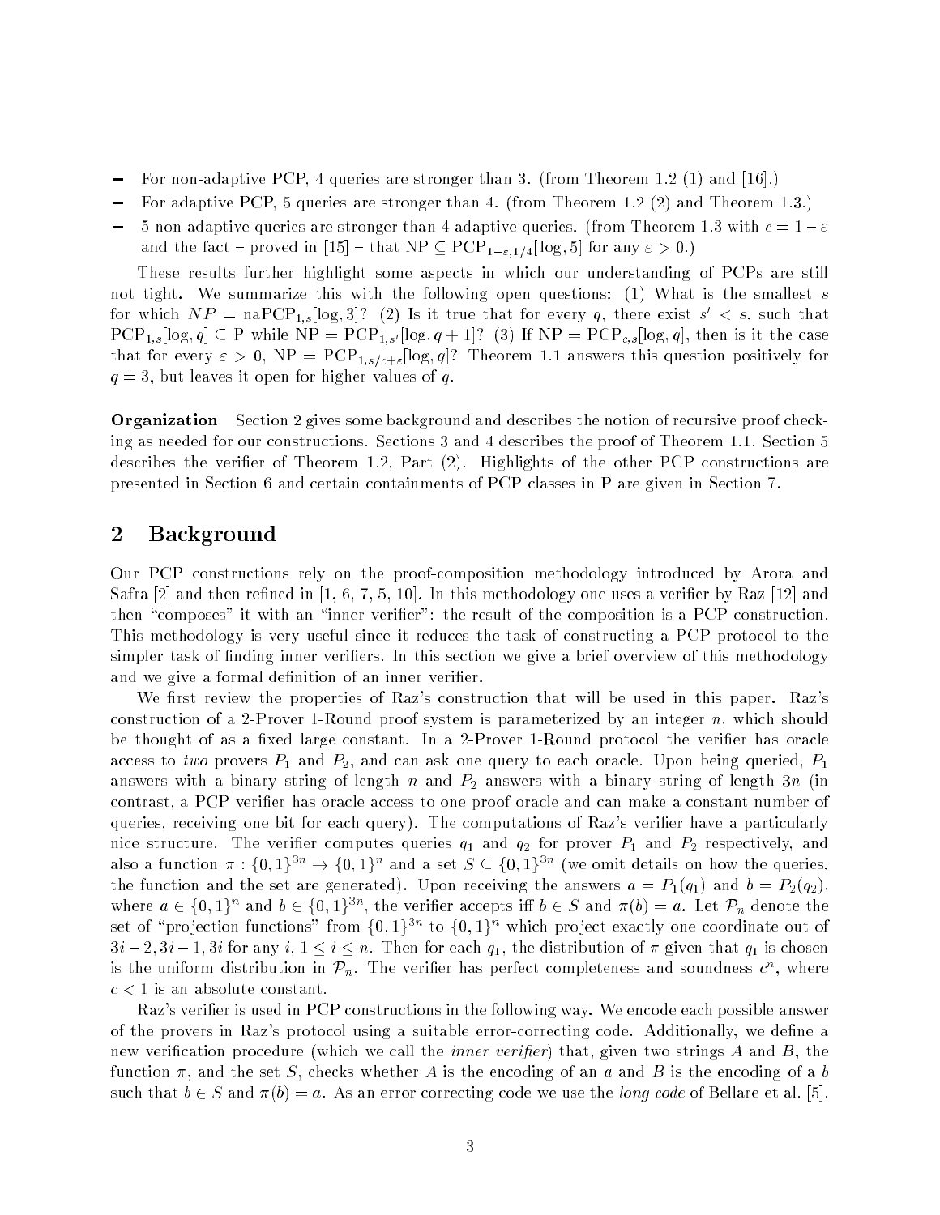- For non-adaptive PCP, 4 queries are stronger than 3. (from Theorem 1.2 (1) and [16].)
- For adaptive PCP, 5 queries are stronger than 4. (from Theorem 1.2 (2) and Theorem 1.3.)
- 5 non-adaptive queries are stronger than 4 adaptive queries. (from Theorem 1.3 with $c = 1 - \varepsilon$ and the fact – proved in [15] – that $\mathrm{NP} \subseteq \mathrm{PCP}_{1-\varepsilon,1/4}[\log, 5]$ for any $\varepsilon > 0$.)

These results further highlight some aspects in which our understanding of PCPs are still not tight. We summarize this with the following open questions: (1) What is the smallest $s$ for which $NP = \mathrm{naPCP}_{1,s}[\log, 3]$? (2) Is it true that for every $q$, there exist $s' < s$, such that $\mathrm{PCP}_{1,s}[\log, q] \subseteq \mathrm{P}$ while $\mathrm{NP} = \mathrm{PCP}_{1,s'}[\log, q+1]$? (3) If $\mathrm{NP} = \mathrm{PCP}_{c,s}[\log, q]$, then is it the case that for every $\varepsilon > 0$, $\mathrm{NP} = \mathrm{PCP}_{1,s/c+\varepsilon}[\log, q]$? Theorem 1.1 answers this question positively for $q = 3$, but leaves it open for higher values of $q$.

**Organization** Section 2 gives some background and describes the notion of recursive proof checking as needed for our constructions. Sections 3 and 4 describes the proof of Theorem 1.1. Section 5 describes the verifier of Theorem 1.2, Part (2). Highlights of the other PCP constructions are presented in Section 6 and certain containments of PCP classes in P are given in Section 7.

## 2 Background

Our PCP constructions rely on the proof-composition methodology introduced by Arora and Safra [2] and then refined in [1, 6, 7, 5, 10]. In this methodology one uses a verifier by Raz [12] and then "composes" it with an "inner verifier": the result of the composition is a PCP construction. This methodology is very useful since it reduces the task of constructing a PCP protocol to the simpler task of finding inner verifiers. In this section we give a brief overview of this methodology and we give a formal definition of an inner verifier.

We first review the properties of Raz's construction that will be used in this paper. Raz's construction of a 2-Prover 1-Round proof system is parameterized by an integer $n$, which should be thought of as a fixed large constant. In a 2-Prover 1-Round protocol the verifier has oracle access to *two* provers $P_1$ and $P_2$, and can ask one query to each oracle. Upon being queried, $P_1$ answers with a binary string of length $n$ and $P_2$ answers with a binary string of length $3n$ (in contrast, a PCP verifier has oracle access to one proof oracle and can make a constant number of queries, receiving one bit for each query). The computations of Raz's verifier have a particularly nice structure. The verifier computes queries $q_1$ and $q_2$ for prover $P_1$ and $P_2$ respectively, and also a function $\pi : \{0,1\}^{3n} \to \{0,1\}^n$ and a set $S \subseteq \{0,1\}^{3n}$ (we omit details on how the queries, the function and the set are generated). Upon receiving the answers $a = P_1(q_1)$ and $b = P_2(q_2)$, where $a \in \{0,1\}^n$ and $b \in \{0,1\}^{3n}$, the verifier accepts iff $b \in S$ and $\pi(b) = a$. Let $\mathcal{P}_n$ denote the set of "projection functions" from $\{0,1\}^{3n}$ to $\{0,1\}^n$ which project exactly one coordinate out of $3i-2, 3i-1, 3i$ for any $i$, $1 \le i \le n$. Then for each $q_1$, the distribution of $\pi$ given that $q_1$ is chosen is the uniform distribution in $\mathcal{P}_n$. The verifier has perfect completeness and soundness $c^n$, where $c < 1$ is an absolute constant.

Raz's verifier is used in PCP constructions in the following way. We encode each possible answer of the provers in Raz's protocol using a suitable error-correcting code. Additionally, we define a new verification procedure (which we call the *inner verifier*) that, given two strings $A$ and $B$, the function $\pi$, and the set $S$, checks whether $A$ is the encoding of an $a$ and $B$ is the encoding of a $b$ such that $b \in S$ and $\pi(b) = a$. As an error correcting code we use the *long code* of Bellare et al. [5].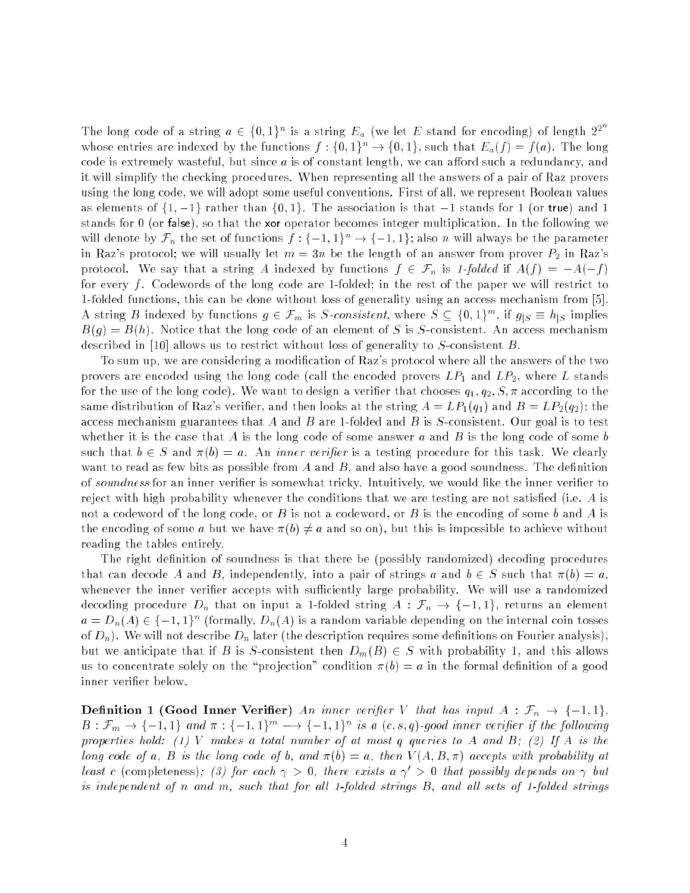The long code of a string $a \in \{0,1\}^n$ is a string $E_a$ (we let $E$ stand for encoding) of length $2^{2^n}$ whose entries are indexed by the functions $f : \{0,1\}^n \to \{0,1\}$, such that $E_a(f) = f(a)$. The long code is extremely wasteful, but since $a$ is of constant length, we can afford such a redundancy, and it will simplify the checking procedures. When representing all the answers of a pair of Raz provers using the long code, we will adopt some useful conventions. First of all, we represent Boolean values as elements of $\{1,-1\}$ rather than $\{0,1\}$. The association is that $-1$ stands for 1 (or **true**) and 1 stands for 0 (or **false**), so that the **xor** operator becomes integer multiplication. In the following we will denote by $\mathcal{F}_n$ the set of functions $f : \{-1,1\}^n \to \{-1,1\}$; also $n$ will always be the parameter in Raz's protocol; we will usually let $m = 3n$ be the length of an answer from prover $P_2$ in Raz's protocol. We say that a string $A$ indexed by functions $f \in \mathcal{F}_n$ is *1-folded* if $A(f) = -A(-f)$ for every $f$. Codewords of the long code are 1-folded; in the rest of the paper we will restrict to 1-folded functions, this can be done without loss of generality using an access mechanism from [5]. A string $B$ indexed by functions $g \in \mathcal{F}_m$ is *S-consistent*, where $S \subseteq \{0,1\}^m$, if $g_{|S} \equiv h_{|S}$ implies $B(g) = B(h)$. Notice that the long code of an element of $S$ is $S$-consistent. An access mechanism described in [10] allows us to restrict without loss of generality to $S$-consistent $B$.

To sum up, we are considering a modification of Raz's protocol where all the answers of the two provers are encoded using the long code (call the encoded provers $LP_1$ and $LP_2$, where $L$ stands for the use of the long code). We want to design a verifier that chooses $q_1, q_2, S, \pi$ according to the same distribution of Raz's verifier, and then looks at the string $A = LP_1(q_1)$ and $B = LP_2(q_2)$; the access mechanism guarantees that $A$ and $B$ are 1-folded and $B$ is $S$-consistent. Our goal is to test whether it is the case that $A$ is the long code of some answer $a$ and $B$ is the long code of some $b$ such that $b \in S$ and $\pi(b) = a$. An *inner verifier* is a testing procedure for this task. We clearly want to read as few bits as possible from $A$ and $B$, and also have a good soundness. The definition of *soundness* for an inner verifier is somewhat tricky. Intuitively, we would like the inner verifier to reject with high probability whenever the conditions that we are testing are not satisfied (i.e. $A$ is not a codeword of the long code, or $B$ is not a codeword, or $B$ is the encoding of some $b$ and $A$ is the encoding of some $a$ but we have $\pi(b) \neq a$ and so on), but this is impossible to achieve without reading the tables entirely.

The right definition of soundness is that there be (possibly randomized) decoding procedures that can decode $A$ and $B$, independently, into a pair of strings $a$ and $b \in S$ such that $\pi(b) = a$, whenever the inner verifier accepts with sufficiently large probability. We will use a randomized decoding procedure $D_n$ that on input a 1-folded string $A : \mathcal{F}_n \to \{-1,1\}$, returns an element $a = D_n(A) \in \{-1,1\}^n$ (formally, $D_n(A)$ is a random variable depending on the internal coin tosses of $D_n$). We will not describe $D_n$ later (the description requires some definitions on Fourier analysis), but we anticipate that if $B$ is $S$-consistent then $D_m(B) \in S$ with probability 1, and this allows us to concentrate solely on the "projection" condition $\pi(b) = a$ in the formal definition of a good inner verifier below.

**Definition 1 (Good Inner Verifier)** *An inner verifier $V$ that has input $A : \mathcal{F}_n \to \{-1,1\}$, $B : \mathcal{F}_m \to \{-1,1\}$ and $\pi : \{-1,1\}^m \longrightarrow \{-1,1\}^n$ is a $(c,s,q)$-good inner verifier if the following properties hold: (1) $V$ makes a total number of at most $q$ queries to $A$ and $B$; (2) If $A$ is the long code of $a$, $B$ is the long code of $b$, and $\pi(b) = a$, then $V(A,B,\pi)$ accepts with probability at least $c$* (completeness)*; (3) for each $\gamma > 0$, there exists a $\gamma' > 0$ that possibly depends on $\gamma$ but is independent of $n$ and $m$, such that for all 1-folded strings $B$, and all sets of 1-folded strings*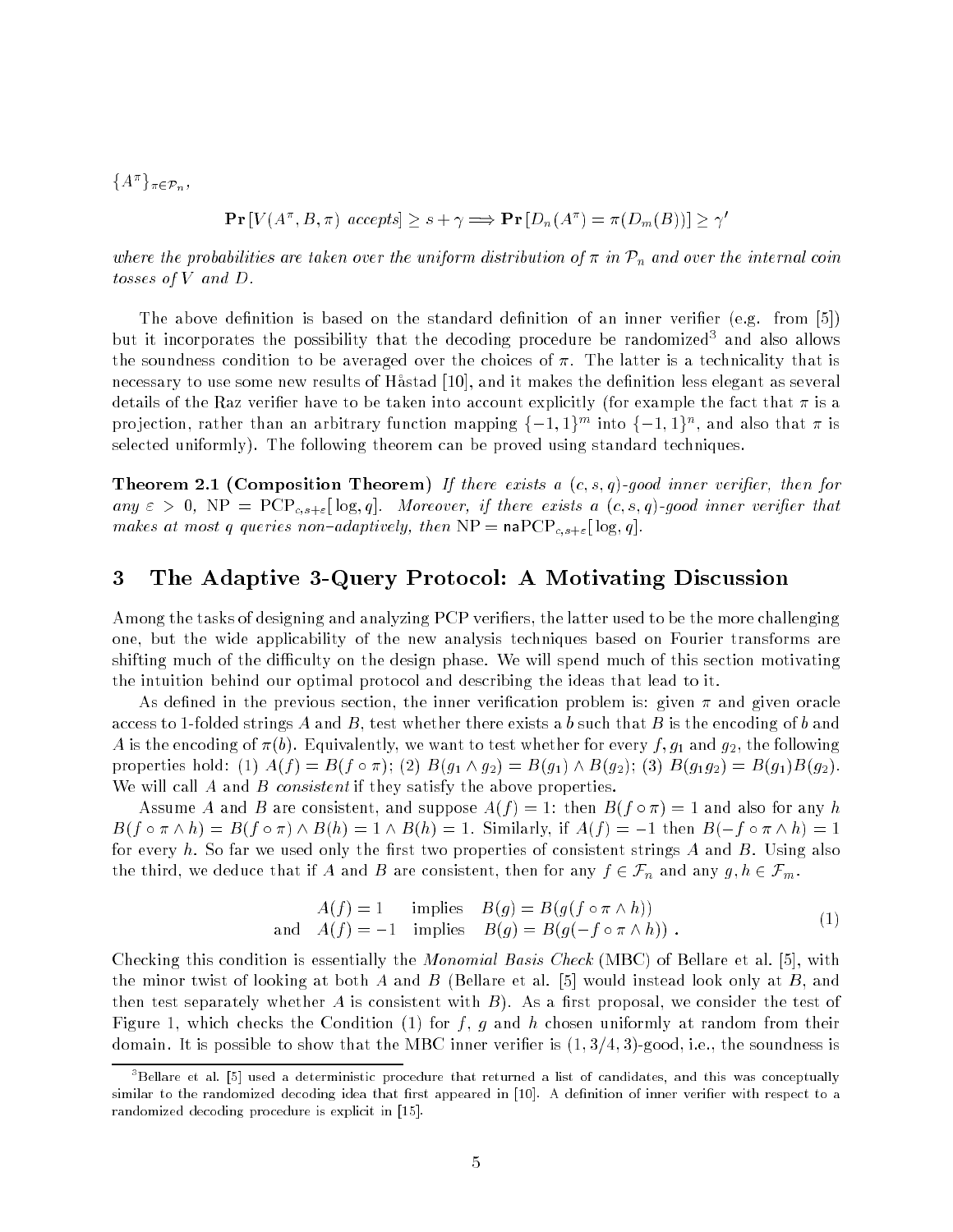$\{A^\pi\}_{\pi \in \mathcal{P}_n}$,

$$\mathbf{Pr}\left[V(A^\pi, B, \pi) \text{ accepts}\right] \geq s + \gamma \Longrightarrow \mathbf{Pr}\left[D_n(A^\pi) = \pi(D_m(B))\right] \geq \gamma'$$

*where the probabilities are taken over the uniform distribution of $\pi$ in $\mathcal{P}_n$ and over the internal coin tosses of $V$ and $D$.*

The above definition is based on the standard definition of an inner verifier (e.g. from [5]) but it incorporates the possibility that the decoding procedure be randomized[3] and also allows the soundness condition to be averaged over the choices of $\pi$. The latter is a technicality that is necessary to use some new results of Håstad [10], and it makes the definition less elegant as several details of the Raz verifier have to be taken into account explicitly (for example the fact that $\pi$ is a projection, rather than an arbitrary function mapping $\{-1,1\}^m$ into $\{-1,1\}^n$, and also that $\pi$ is selected uniformly). The following theorem can be proved using standard techniques.

**Theorem 2.1 (Composition Theorem)** *If there exists a $(c, s, q)$-good inner verifier, then for any $\varepsilon > 0$, $\mathrm{NP} = \mathrm{PCP}_{c,s+\varepsilon}[\log, q]$. Moreover, if there exists a $(c, s, q)$-good inner verifier that makes at most $q$ queries non-adaptively, then $\mathrm{NP} = \mathsf{na}\mathrm{PCP}_{c,s+\varepsilon}[\log, q]$.*

# 3 The Adaptive 3-Query Protocol: A Motivating Discussion

Among the tasks of designing and analyzing PCP verifiers, the latter used to be the more challenging one, but the wide applicability of the new analysis techniques based on Fourier transforms are shifting much of the difficulty on the design phase. We will spend much of this section motivating the intuition behind our optimal protocol and describing the ideas that lead to it.

As defined in the previous section, the inner verification problem is: given $\pi$ and given oracle access to 1-folded strings $A$ and $B$, test whether there exists a $b$ such that $B$ is the encoding of $b$ and $A$ is the encoding of $\pi(b)$. Equivalently, we want to test whether for every $f, g_1$ and $g_2$, the following properties hold: (1) $A(f) = B(f \circ \pi)$; (2) $B(g_1 \wedge g_2) = B(g_1) \wedge B(g_2)$; (3) $B(g_1 g_2) = B(g_1)B(g_2)$. We will call $A$ and $B$ *consistent* if they satisfy the above properties.

Assume $A$ and $B$ are consistent, and suppose $A(f) = 1$: then $B(f \circ \pi) = 1$ and also for any $h$ $B(f \circ \pi \wedge h) = B(f \circ \pi) \wedge B(h) = 1 \wedge B(h) = 1$. Similarly, if $A(f) = -1$ then $B(-f \circ \pi \wedge h) = 1$ for every $h$. So far we used only the first two properties of consistent strings $A$ and $B$. Using also the third, we deduce that if $A$ and $B$ are consistent, then for any $f \in \mathcal{F}_n$ and any $g, h \in \mathcal{F}_m$.

$$\begin{array}{rll} A(f) = 1 & \text{implies} & B(g) = B(g(f \circ \pi \wedge h)) \\ \text{and} \quad A(f) = -1 & \text{implies} & B(g) = B(g(-f \circ \pi \wedge h)) \ . \end{array} \tag{1}$$

Checking this condition is essentially the *Monomial Basis Check* (MBC) of Bellare et al. [5], with the minor twist of looking at both $A$ and $B$ (Bellare et al. [5] would instead look only at $B$, and then test separately whether $A$ is consistent with $B$). As a first proposal, we consider the test of Figure 1, which checks the Condition (1) for $f$, $g$ and $h$ chosen uniformly at random from their domain. It is possible to show that the MBC inner verifier is $(1, 3/4, 3)$-good, i.e., the soundness is

[3] Bellare et al. [5] used a deterministic procedure that returned a list of candidates, and this was conceptually similar to the randomized decoding idea that first appeared in [10]. A definition of inner verifier with respect to a randomized decoding procedure is explicit in [15].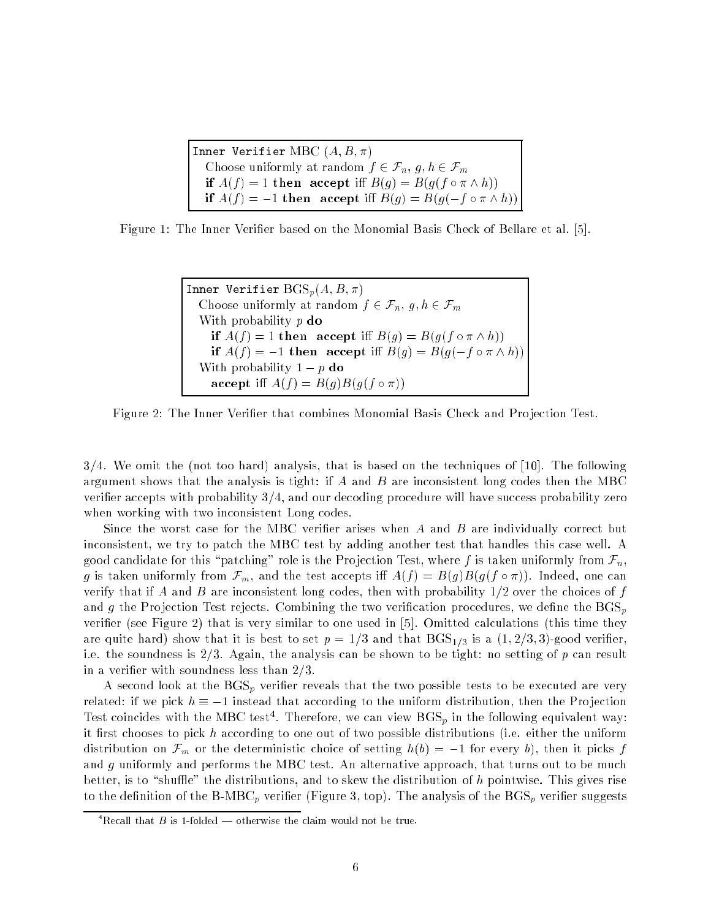```
Inner Verifier MBC (A, B, π)
  Choose uniformly at random f ∈ F_n, g, h ∈ F_m
  if A(f) = 1 then accept iff B(g) = B(g(f ∘ π ∧ h))
  if A(f) = −1 then accept iff B(g) = B(g(−f ∘ π ∧ h))
```

Figure 1: The Inner Verifier based on the Monomial Basis Check of Bellare et al. [5].

```
Inner Verifier BGS_p(A, B, π)
  Choose uniformly at random f ∈ F_n, g, h ∈ F_m
  With probability p do
    if A(f) = 1 then accept iff B(g) = B(g(f ∘ π ∧ h))
    if A(f) = −1 then accept iff B(g) = B(g(−f ∘ π ∧ h))
  With probability 1 − p do
    accept iff A(f) = B(g)B(g(f ∘ π))
```

Figure 2: The Inner Verifier that combines Monomial Basis Check and Projection Test.

$3/4$. We omit the (not too hard) analysis, that is based on the techniques of [10]. The following argument shows that the analysis is tight: if $A$ and $B$ are inconsistent long codes then the MBC verifier accepts with probability $3/4$, and our decoding procedure will have success probability zero when working with two inconsistent Long codes.

Since the worst case for the MBC verifier arises when $A$ and $B$ are individually correct but inconsistent, we try to patch the MBC test by adding another test that handles this case well. A good candidate for this "patching" role is the Projection Test, where $f$ is taken uniformly from $\mathcal{F}_n$, $g$ is taken uniformly from $\mathcal{F}_m$, and the test accepts iff $A(f) = B(g)B(g(f \circ \pi))$. Indeed, one can verify that if $A$ and $B$ are inconsistent long codes, then with probability $1/2$ over the choices of $f$ and $g$ the Projection Test rejects. Combining the two verification procedures, we define the $\mathrm{BGS}_p$ verifier (see Figure 2) that is very similar to one used in [5]. Omitted calculations (this time they are quite hard) show that it is best to set $p = 1/3$ and that $\mathrm{BGS}_{1/3}$ is a $(1, 2/3, 3)$-good verifier, i.e. the soundness is $2/3$. Again, the analysis can be shown to be tight: no setting of $p$ can result in a verifier with soundness less than $2/3$.

A second look at the $\mathrm{BGS}_p$ verifier reveals that the two possible tests to be executed are very related: if we pick $h \equiv -1$ instead that according to the uniform distribution, then the Projection Test coincides with the MBC test[4]. Therefore, we can view $\mathrm{BGS}_p$ in the following equivalent way: it first chooses to pick $h$ according to one out of two possible distributions (i.e. either the uniform distribution on $\mathcal{F}_m$ or the deterministic choice of setting $h(b) = -1$ for every $b$), then it picks $f$ and $g$ uniformly and performs the MBC test. An alternative approach, that turns out to be much better, is to "shuffle" the distributions, and to skew the distribution of $h$ pointwise. This gives rise to the definition of the B-$\mathrm{MBC}_p$ verifier (Figure 3, top). The analysis of the $\mathrm{BGS}_p$ verifier suggests

[4] Recall that $B$ is 1-folded — otherwise the claim would not be true.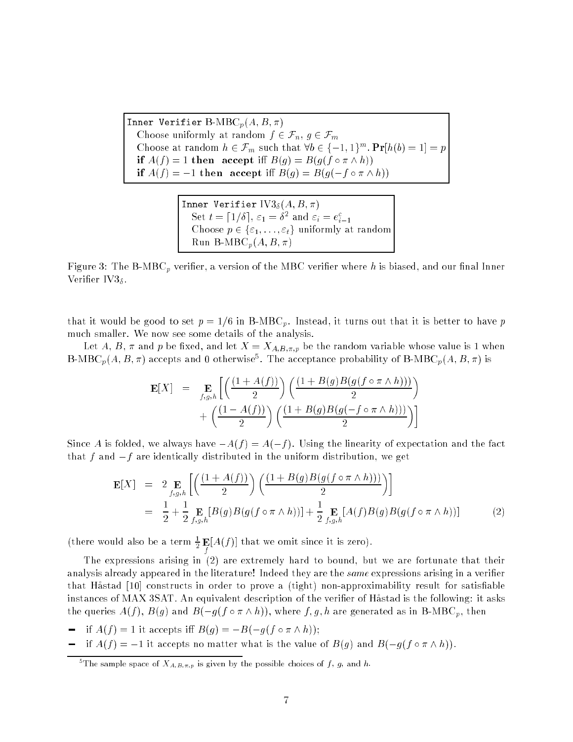```
Inner Verifier B-MBC_p(A, B, π)
   Choose uniformly at random f ∈ F_n, g ∈ F_m
   Choose at random h ∈ F_m such that ∀b ∈ {−1,1}^m. Pr[h(b) = 1] = p
   if A(f) = 1 then  accept iff B(g) = B(g(f ∘ π ∧ h))
   if A(f) = −1 then  accept iff B(g) = B(g(−f ∘ π ∧ h))
```

```
Inner Verifier IV3_δ(A, B, π)
   Set t = ⌈1/δ⌉, ε_1 = δ^2 and ε_i = e^c_{i−1}
   Choose p ∈ {ε_1, ..., ε_t} uniformly at random
   Run B-MBC_p(A, B, π)
```

Figure 3: The B-MBC$_p$ verifier, a version of the MBC verifier where $h$ is biased, and our final Inner Verifier IV3$_\delta$.

that it would be good to set $p = 1/6$ in B-MBC$_p$. Instead, it turns out that it is better to have $p$ much smaller. We now see some details of the analysis.

Let $A$, $B$, $\pi$ and $p$ be fixed, and let $X = X_{A,B,\pi,p}$ be the random variable whose value is 1 when B-MBC$_p(A, B, \pi)$ accepts and 0 otherwise[5]. The acceptance probability of B-MBC$_p(A, B, \pi)$ is

$$\begin{aligned}
\mathbf{E}[X] &= \mathop{\mathbf{E}}_{f,g,h}\Bigg[\left(\frac{(1+A(f))}{2}\right)\left(\frac{(1+B(g)B(g(f\circ\pi\wedge h)))}{2}\right) \\
&\quad + \left(\frac{(1-A(f))}{2}\right)\left(\frac{(1+B(g)B(g(-f\circ\pi\wedge h)))}{2}\right)\Bigg]
\end{aligned}$$

Since $A$ is folded, we always have $-A(f) = A(-f)$. Using the linearity of expectation and the fact that $f$ and $-f$ are identically distributed in the uniform distribution, we get

$$\begin{aligned}
\mathbf{E}[X] &= 2\mathop{\mathbf{E}}_{f,g,h}\left[\left(\frac{(1+A(f))}{2}\right)\left(\frac{(1+B(g)B(g(f\circ\pi\wedge h)))}{2}\right)\right] \\
&= \frac{1}{2} + \frac{1}{2}\mathop{\mathbf{E}}_{f,g,h}[B(g)B(g(f\circ\pi\wedge h))] + \frac{1}{2}\mathop{\mathbf{E}}_{f,g,h}[A(f)B(g)B(g(f\circ\pi\wedge h))] \qquad (2)
\end{aligned}$$

(there would also be a term $\frac{1}{2}\mathop{\mathbf{E}}_{f}[A(f)]$ that we omit since it is zero).

The expressions arising in (2) are extremely hard to bound, but we are fortunate that their analysis already appeared in the literature! Indeed they are the *same* expressions arising in a verifier that Håstad [10] constructs in order to prove a (tight) non-approximability result for satisfiable instances of MAX 3SAT. An equivalent description of the verifier of Håstad is the following: it asks the queries $A(f)$, $B(g)$ and $B(-g(f\circ\pi\wedge h))$, where $f, g, h$ are generated as in B-MBC$_p$, then

- if $A(f) = 1$ it accepts iff $B(g) = -B(-g(f\circ\pi\wedge h))$;
- if $A(f) = -1$ it accepts no matter what is the value of $B(g)$ and $B(-g(f\circ\pi\wedge h))$.

[5] The sample space of $X_{A,B,\pi,p}$ is given by the possible choices of $f$, $g$, and $h$.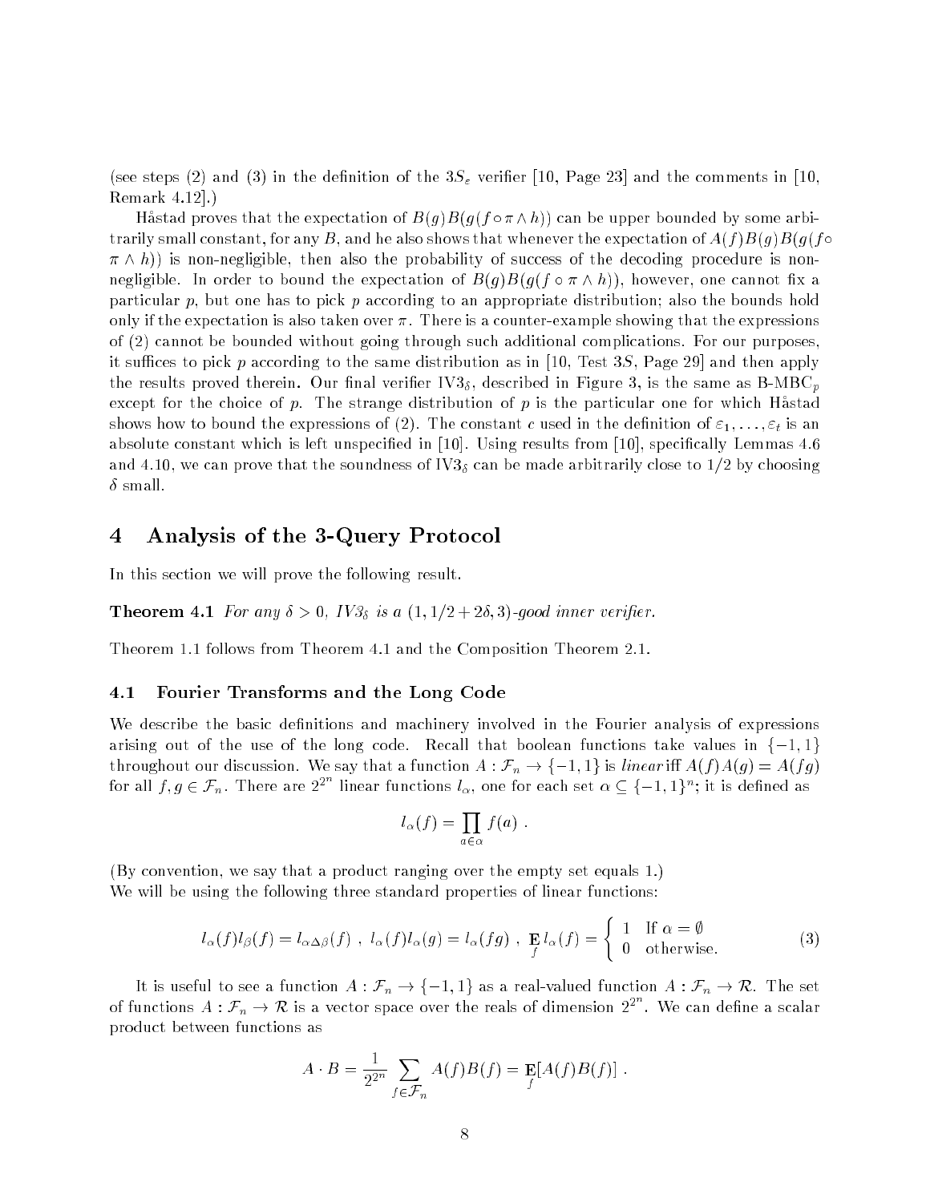(see steps (2) and (3) in the definition of the $3S_\varepsilon$ verifier [10, Page 23] and the comments in [10, Remark 4.12].)

Håstad proves that the expectation of $B(g)B(g(f \circ \pi \wedge h))$ can be upper bounded by some arbitrarily small constant, for any $B$, and he also shows that whenever the expectation of $A(f)B(g)B(g(f \circ \pi \wedge h))$ is non-negligible, then also the probability of success of the decoding procedure is non-negligible. In order to bound the expectation of $B(g)B(g(f \circ \pi \wedge h))$, however, one cannot fix a particular $p$, but one has to pick $p$ according to an appropriate distribution; also the bounds hold only if the expectation is also taken over $\pi$. There is a counter-example showing that the expressions of (2) cannot be bounded without going through such additional complications. For our purposes, it suffices to pick $p$ according to the same distribution as in [10, Test $3S$, Page 29] and then apply the results proved therein. Our final verifier IV$3_\delta$, described in Figure 3, is the same as B-MBC$_p$ except for the choice of $p$. The strange distribution of $p$ is the particular one for which Håstad shows how to bound the expressions of (2). The constant $c$ used in the definition of $\varepsilon_1, \ldots, \varepsilon_t$ is an absolute constant which is left unspecified in [10]. Using results from [10], specifically Lemmas 4.6 and 4.10, we can prove that the soundness of IV$3_\delta$ can be made arbitrarily close to 1/2 by choosing $\delta$ small.

# 4 Analysis of the 3-Query Protocol

In this section we will prove the following result.

**Theorem 4.1** *For any $\delta > 0$, IV$3_\delta$ is a $(1, 1/2 + 2\delta, 3)$-good inner verifier.*

Theorem 1.1 follows from Theorem 4.1 and the Composition Theorem 2.1.

## 4.1 Fourier Transforms and the Long Code

We describe the basic definitions and machinery involved in the Fourier analysis of expressions arising out of the use of the long code. Recall that boolean functions take values in $\{-1, 1\}$ throughout our discussion. We say that a function $A : \mathcal{F}_n \to \{-1, 1\}$ is *linear* iff $A(f)A(g) = A(fg)$ for all $f, g \in \mathcal{F}_n$. There are $2^{2^n}$ linear functions $l_\alpha$, one for each set $\alpha \subseteq \{-1, 1\}^n$; it is defined as

$$l_\alpha(f) = \prod_{a \in \alpha} f(a) \ .$$

(By convention, we say that a product ranging over the empty set equals 1.)
We will be using the following three standard properties of linear functions:

$$l_\alpha(f) l_\beta(f) = l_{\alpha \Delta \beta}(f) \ , \ l_\alpha(f) l_\alpha(g) = l_\alpha(fg) \ , \ \mathop{\mathbf{E}}_f l_\alpha(f) = \begin{cases} 1 & \text{If } \alpha = \emptyset \\ 0 & \text{otherwise.} \end{cases} \tag{3}$$

It is useful to see a function $A : \mathcal{F}_n \to \{-1, 1\}$ as a real-valued function $A : \mathcal{F}_n \to \mathcal{R}$. The set of functions $A : \mathcal{F}_n \to \mathcal{R}$ is a vector space over the reals of dimension $2^{2^n}$. We can define a scalar product between functions as

$$A \cdot B = \frac{1}{2^{2^n}} \sum_{f \in \mathcal{F}_n} A(f)B(f) = \mathop{\mathbf{E}}_f [A(f)B(f)] \ .$$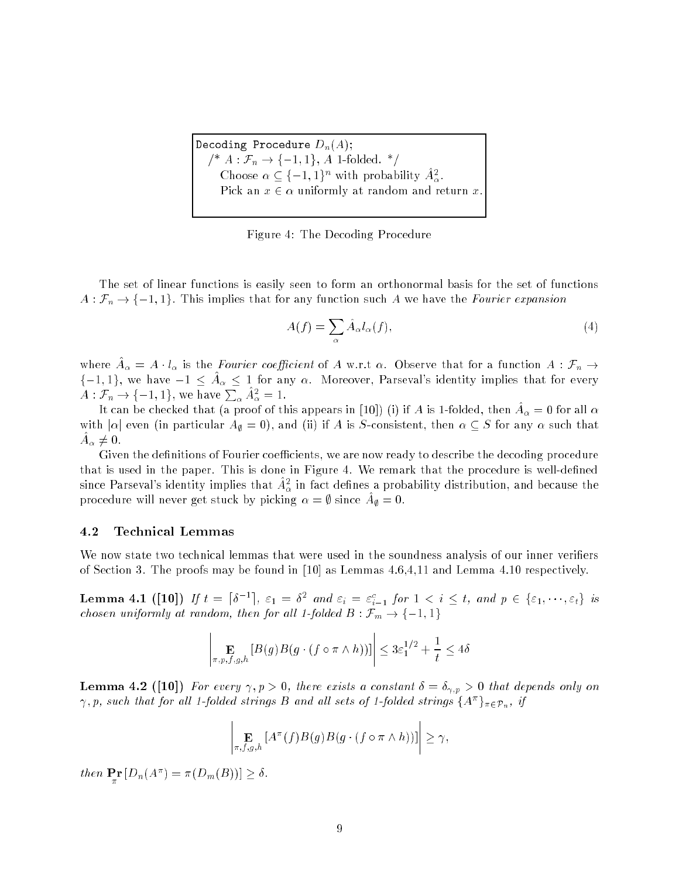```
Decoding Procedure D_n(A);
  /* A : F_n → {−1, 1}, A 1-folded. */
    Choose α ⊆ {−1, 1}^n with probability Â_α^2.
    Pick an x ∈ α uniformly at random and return x.
```

Figure 4: The Decoding Procedure

The set of linear functions is easily seen to form an orthonormal basis for the set of functions $A : \mathcal{F}_n \to \{-1, 1\}$. This implies that for any function such $A$ we have the *Fourier expansion*

$$A(f) = \sum_{\alpha} \hat{A}_{\alpha} l_{\alpha}(f), \tag{4}$$

where $\hat{A}_{\alpha} = A \cdot l_{\alpha}$ is the *Fourier coefficient* of $A$ w.r.t $\alpha$. Observe that for a function $A : \mathcal{F}_n \to \{-1, 1\}$, we have $-1 \leq \hat{A}_{\alpha} \leq 1$ for any $\alpha$. Moreover, Parseval's identity implies that for every $A : \mathcal{F}_n \to \{-1, 1\}$, we have $\sum_{\alpha} \hat{A}_{\alpha}^2 = 1$.

It can be checked that (a proof of this appears in [10]) (i) if $A$ is 1-folded, then $\hat{A}_{\alpha} = 0$ for all $\alpha$ with $|\alpha|$ even (in particular $A_{\emptyset} = 0$), and (ii) if $A$ is $S$-consistent, then $\alpha \subseteq S$ for any $\alpha$ such that $\hat{A}_{\alpha} \neq 0$.

Given the definitions of Fourier coefficients, we are now ready to describe the decoding procedure that is used in the paper. This is done in Figure 4. We remark that the procedure is well-defined since Parseval's identity implies that $\hat{A}_{\alpha}^2$ in fact defines a probability distribution, and because the procedure will never get stuck by picking $\alpha = \emptyset$ since $\hat{A}_{\emptyset} = 0$.

## 4.2 Technical Lemmas

We now state two technical lemmas that were used in the soundness analysis of our inner verifiers of Section 3. The proofs may be found in [10] as Lemmas 4.6,4,11 and Lemma 4.10 respectively.

**Lemma 4.1 ([10])** *If $t = \lceil \delta^{-1} \rceil$, $\varepsilon_1 = \delta^2$ and $\varepsilon_i = \varepsilon_{i-1}^c$ for $1 < i \leq t$, and $p \in \{\varepsilon_1, \cdots, \varepsilon_t\}$ is chosen uniformly at random, then for all 1-folded $B : \mathcal{F}_m \to \{-1, 1\}$*

$$\left| \mathop{\mathbf{E}}_{\pi,p,f,g,h} [B(g)B(g \cdot (f \circ \pi \wedge h))] \right| \leq 3\varepsilon_1^{1/2} + \frac{1}{t} \leq 4\delta$$

**Lemma 4.2 ([10])** *For every $\gamma, p > 0$, there exists a constant $\delta = \delta_{\gamma,p} > 0$ that depends only on $\gamma, p$, such that for all 1-folded strings $B$ and all sets of 1-folded strings $\{A^{\pi}\}_{\pi \in \mathcal{P}_n}$, if*

$$\left| \mathop{\mathbf{E}}_{\pi,f,g,h} [A^{\pi}(f)B(g)B(g \cdot (f \circ \pi \wedge h))] \right| \geq \gamma,$$

*then $\mathop{\mathbf{Pr}}_{\pi} [D_n(A^{\pi}) = \pi(D_m(B))] \geq \delta$.*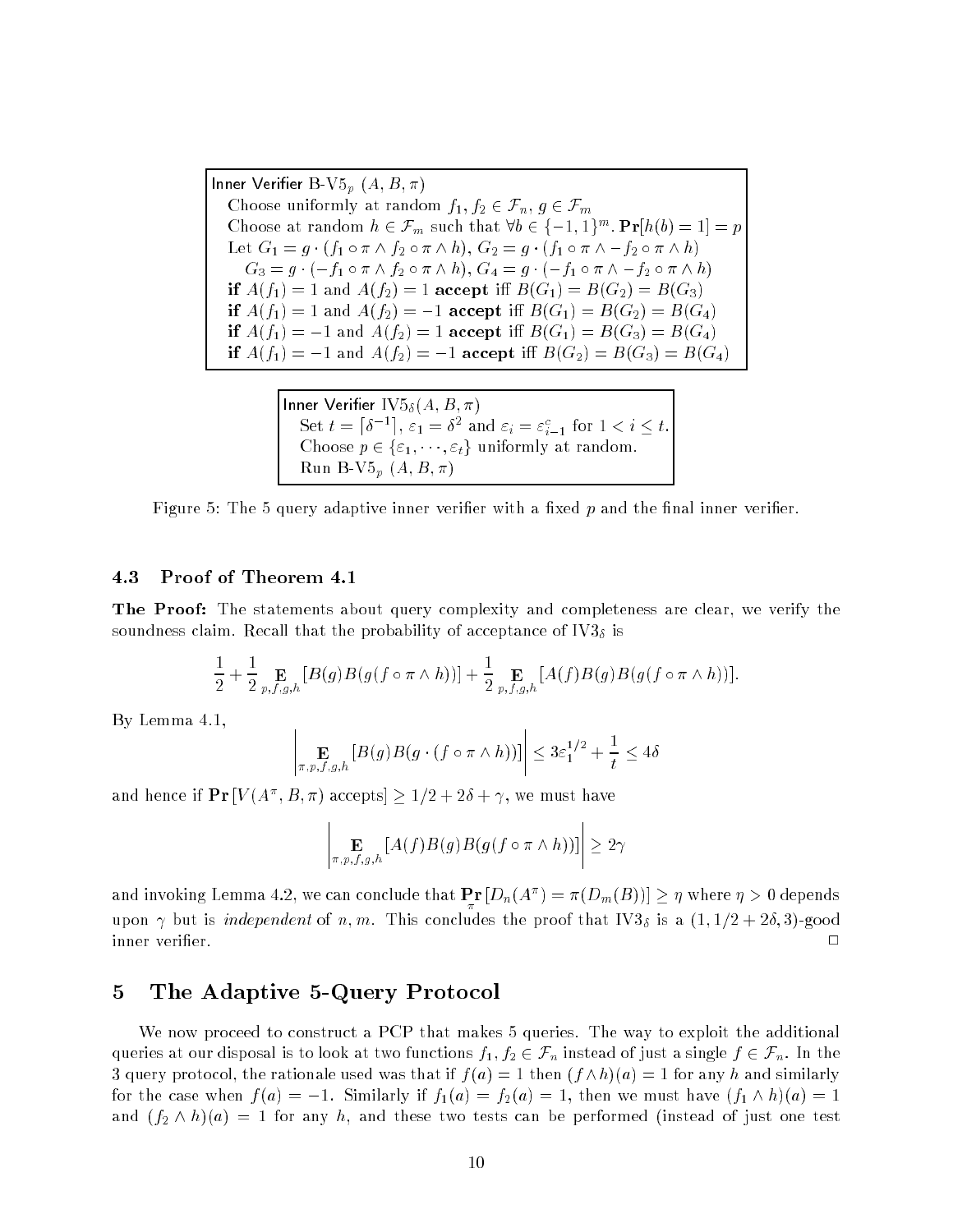**Inner Verifier** B-V5$_p$ $(A, B, \pi)$

Choose uniformly at random $f_1, f_2 \in \mathcal{F}_n$, $g \in \mathcal{F}_m$

Choose at random $h \in \mathcal{F}_m$ such that $\forall b \in \{-1,1\}^m$. $\mathbf{Pr}[h(b) = 1] = p$

Let $G_1 = g \cdot (f_1 \circ \pi \wedge f_2 \circ \pi \wedge h)$, $G_2 = g \cdot (f_1 \circ \pi \wedge -f_2 \circ \pi \wedge h)$

$G_3 = g \cdot (-f_1 \circ \pi \wedge f_2 \circ \pi \wedge h)$, $G_4 = g \cdot (-f_1 \circ \pi \wedge -f_2 \circ \pi \wedge h)$

**if** $A(f_1) = 1$ and $A(f_2) = 1$ **accept** iff $B(G_1) = B(G_2) = B(G_3)$

**if** $A(f_1) = 1$ and $A(f_2) = -1$ **accept** iff $B(G_1) = B(G_2) = B(G_4)$

**if** $A(f_1) = -1$ and $A(f_2) = 1$ **accept** iff $B(G_1) = B(G_3) = B(G_4)$

**if** $A(f_1) = -1$ and $A(f_2) = -1$ **accept** iff $B(G_2) = B(G_3) = B(G_4)$

**Inner Verifier** IV5$_\delta(A, B, \pi)$

Set $t = \lceil \delta^{-1} \rceil$, $\varepsilon_1 = \delta^2$ and $\varepsilon_i = \varepsilon_{i-1}^c$ for $1 < i \le t$.

Choose $p \in \{\varepsilon_1, \cdots, \varepsilon_t\}$ uniformly at random.

Run B-V5$_p$ $(A, B, \pi)$

Figure 5: The 5 query adaptive inner verifier with a fixed $p$ and the final inner verifier.

### 4.3 Proof of Theorem 4.1

**The Proof:** The statements about query complexity and completeness are clear, we verify the soundness claim. Recall that the probability of acceptance of IV3$_\delta$ is

$$\frac{1}{2} + \frac{1}{2} \mathop{\mathbf{E}}_{p,f,g,h} [B(g)B(g(f \circ \pi \wedge h))] + \frac{1}{2} \mathop{\mathbf{E}}_{p,f,g,h} [A(f)B(g)B(g(f \circ \pi \wedge h))].$$

By Lemma 4.1,

$$\left| \mathop{\mathbf{E}}_{\pi,p,f,g,h} [B(g)B(g \cdot (f \circ \pi \wedge h))] \right| \le 3\varepsilon_1^{1/2} + \frac{1}{t} \le 4\delta$$

and hence if $\mathbf{Pr}[V(A^\pi, B, \pi) \text{ accepts}] \ge 1/2 + 2\delta + \gamma$, we must have

$$\left| \mathop{\mathbf{E}}_{\pi,p,f,g,h} [A(f)B(g)B(g(f \circ \pi \wedge h))] \right| \ge 2\gamma$$

and invoking Lemma 4.2, we can conclude that $\mathop{\mathbf{Pr}}_{\pi}[D_n(A^\pi) = \pi(D_m(B))] \ge \eta$ where $\eta > 0$ depends upon $\gamma$ but is *independent* of $n, m$. This concludes the proof that IV3$_\delta$ is a $(1, 1/2 + 2\delta, 3)$-good inner verifier. $\square$

## 5 The Adaptive 5-Query Protocol

We now proceed to construct a PCP that makes 5 queries. The way to exploit the additional queries at our disposal is to look at two functions $f_1, f_2 \in \mathcal{F}_n$ instead of just a single $f \in \mathcal{F}_n$. In the 3 query protocol, the rationale used was that if $f(a) = 1$ then $(f \wedge h)(a) = 1$ for any $h$ and similarly for the case when $f(a) = -1$. Similarly if $f_1(a) = f_2(a) = 1$, then we must have $(f_1 \wedge h)(a) = 1$ and $(f_2 \wedge h)(a) = 1$ for any $h$, and these two tests can be performed (instead of just one test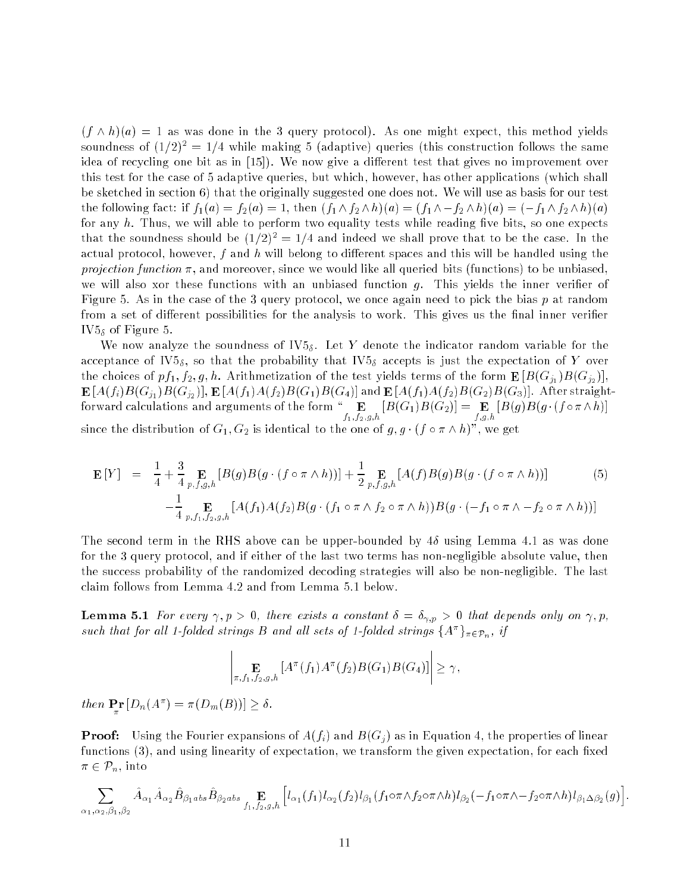$(f \wedge h)(a) = 1$ as was done in the 3 query protocol). As one might expect, this method yields soundness of $(1/2)^2 = 1/4$ while making 5 (adaptive) queries (this construction follows the same idea of recycling one bit as in [15]). We now give a different test that gives no improvement over this test for the case of 5 adaptive queries, but which, however, has other applications (which shall be sketched in section 6) that the originally suggested one does not. We will use as basis for our test the following fact: if $f_1(a) = f_2(a) = 1$, then $(f_1 \wedge f_2 \wedge h)(a) = (f_1 \wedge -f_2 \wedge h)(a) = (-f_1 \wedge f_2 \wedge h)(a)$ for any $h$. Thus, we will able to perform two equality tests while reading five bits, so one expects that the soundness should be $(1/2)^2 = 1/4$ and indeed we shall prove that to be the case. In the actual protocol, however, $f$ and $h$ will belong to different spaces and this will be handled using the *projection function* $\pi$, and moreover, since we would like all queried bits (functions) to be unbiased, we will also xor these functions with an unbiased function $g$. This yields the inner verifier of Figure 5. As in the case of the 3 query protocol, we once again need to pick the bias $p$ at random from a set of different possibilities for the analysis to work. This gives us the final inner verifier $\mathrm{IV5}_\delta$ of Figure 5.

We now analyze the soundness of $\mathrm{IV5}_\delta$. Let $Y$ denote the indicator random variable for the acceptance of $\mathrm{IV5}_\delta$, so that the probability that $\mathrm{IV5}_\delta$ accepts is just the expectation of $Y$ over the choices of $pf_1, f_2, g, h$. Arithmetization of the test yields terms of the form $\mathbf{E}[B(G_{j_1})B(G_{j_2})]$, $\mathbf{E}[A(f_i)B(G_{j_1})B(G_{j_2})]$, $\mathbf{E}[A(f_1)A(f_2)B(G_1)B(G_4)]$ and $\mathbf{E}[A(f_1)A(f_2)B(G_2)B(G_3)]$. After straightforward calculations and arguments of the form "$\mathbf{E}_{f_1,f_2,g,h}[B(G_1)B(G_2)] = \mathbf{E}_{f,g,h}[B(g)B(g \cdot (f \circ \pi \wedge h)]$ since the distribution of $G_1, G_2$ is identical to the one of $g, g \cdot (f \circ \pi \wedge h)$", we get

$$\mathbf{E}[Y] = \frac{1}{4} + \frac{3}{4} \mathbf{E}_{p,f,g,h}[B(g)B(g \cdot (f \circ \pi \wedge h))] + \frac{1}{2} \mathbf{E}_{p,f,g,h}[A(f)B(g)B(g \cdot (f \circ \pi \wedge h))] \quad (5)$$
$$-\frac{1}{4} \mathbf{E}_{p,f_1,f_2,g,h}[A(f_1)A(f_2)B(g \cdot (f_1 \circ \pi \wedge f_2 \circ \pi \wedge h))B(g \cdot (-f_1 \circ \pi \wedge -f_2 \circ \pi \wedge h))]$$

The second term in the RHS above can be upper-bounded by $4\delta$ using Lemma 4.1 as was done for the 3 query protocol, and if either of the last two terms has non-negligible absolute value, then the success probability of the randomized decoding strategies will also be non-negligible. The last claim follows from Lemma 4.2 and from Lemma 5.1 below.

**Lemma 5.1** *For every $\gamma, p > 0$, there exists a constant $\delta = \delta_{\gamma,p} > 0$ that depends only on $\gamma, p$, such that for all 1-folded strings $B$ and all sets of 1-folded strings $\{A^\pi\}_{\pi \in \mathcal{P}_n}$, if*

$$\left| \mathbf{E}_{\pi,f_1,f_2,g,h}[A^\pi(f_1)A^\pi(f_2)B(G_1)B(G_4)] \right| \geq \gamma,$$

*then* $\mathbf{Pr}_\pi[D_n(A^\pi) = \pi(D_m(B))] \geq \delta$.

**Proof:** Using the Fourier expansions of $A(f_i)$ and $B(G_j)$ as in Equation 4, the properties of linear functions (3), and using linearity of expectation, we transform the given expectation, for each fixed $\pi \in \mathcal{P}_n$, into

$$\sum_{\alpha_1,\alpha_2,\beta_1,\beta_2} \hat{A}_{\alpha_1}\hat{A}_{\alpha_2}\hat{B}_{\beta_1 abs}\hat{B}_{\beta_2 abs} \mathbf{E}_{f_1,f_2,g,h}\left[l_{\alpha_1}(f_1)l_{\alpha_2}(f_2)l_{\beta_1}(f_1 \circ \pi \wedge f_2 \circ \pi \wedge h)l_{\beta_2}(-f_1 \circ \pi \wedge -f_2 \circ \pi \wedge h)l_{\beta_1 \Delta \beta_2}(g)\right].$$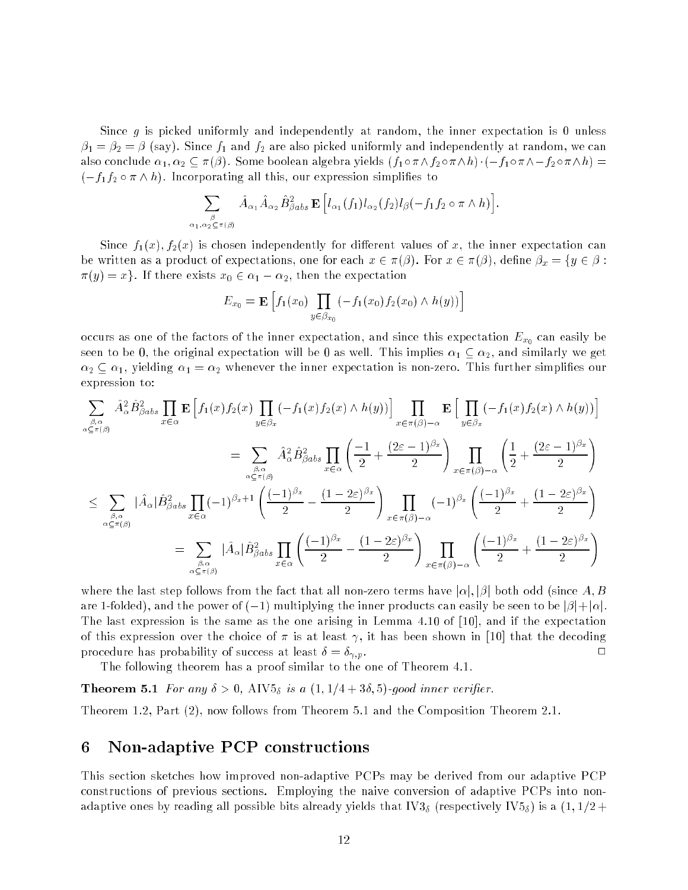Since $g$ is picked uniformly and independently at random, the inner expectation is 0 unless $\beta_1 = \beta_2 = \beta$ (say). Since $f_1$ and $f_2$ are also picked uniformly and independently at random, we can also conclude $\alpha_1, \alpha_2 \subseteq \pi(\beta)$. Some boolean algebra yields $(f_1 \circ \pi \wedge f_2 \circ \pi \wedge h) \cdot (-f_1 \circ \pi \wedge -f_2 \circ \pi \wedge h) = (-f_1 f_2 \circ \pi \wedge h)$. Incorporating all this, our expression simplifies to

$$\sum_{\substack{\beta \\ \alpha_1, \alpha_2 \subseteq \pi(\beta)}} \hat{A}_{\alpha_1} \hat{A}_{\alpha_2} \hat{B}^2_{\beta abs} \, \mathbf{E}\left[ l_{\alpha_1}(f_1) l_{\alpha_2}(f_2) l_\beta(-f_1 f_2 \circ \pi \wedge h) \right].$$

Since $f_1(x), f_2(x)$ is chosen independently for different values of $x$, the inner expectation can be written as a product of expectations, one for each $x \in \pi(\beta)$. For $x \in \pi(\beta)$, define $\beta_x = \{y \in \beta : \pi(y) = x\}$. If there exists $x_0 \in \alpha_1 - \alpha_2$, then the expectation

$$E_{x_0} = \mathbf{E}\left[ f_1(x_0) \prod_{y \in \beta_{x_0}} (-f_1(x_0) f_2(x_0) \wedge h(y)) \right]$$

occurs as one of the factors of the inner expectation, and since this expectation $E_{x_0}$ can easily be seen to be 0, the original expectation will be 0 as well. This implies $\alpha_1 \subseteq \alpha_2$, and similarly we get $\alpha_2 \subseteq \alpha_1$, yielding $\alpha_1 = \alpha_2$ whenever the inner expectation is non-zero. This further simplifies our expression to:

$$\begin{aligned}
&\sum_{\substack{\beta, \alpha \\ \alpha \subseteq \pi(\beta)}} \hat{A}^2_\alpha \hat{B}^2_{\beta abs} \prod_{x \in \alpha} \mathbf{E}\left[ f_1(x) f_2(x) \prod_{y \in \beta_x} (-f_1(x) f_2(x) \wedge h(y)) \right] \prod_{x \in \pi(\beta) - \alpha} \mathbf{E}\left[ \prod_{y \in \beta_x} (-f_1(x) f_2(x) \wedge h(y)) \right] \\
&\qquad = \sum_{\substack{\beta, \alpha \\ \alpha \subseteq \pi(\beta)}} \hat{A}^2_\alpha \hat{B}^2_{\beta abs} \prod_{x \in \alpha} \left( \frac{-1}{2} + \frac{(2\varepsilon - 1)^{\beta_x}}{2} \right) \prod_{x \in \pi(\beta) - \alpha} \left( \frac{1}{2} + \frac{(2\varepsilon - 1)^{\beta_x}}{2} \right) \\
&\leq \sum_{\substack{\beta, \alpha \\ \alpha \subseteq \pi(\beta)}} |\hat{A}_\alpha| \hat{B}^2_{\beta abs} \prod_{x \in \alpha} (-1)^{\beta_x + 1} \left( \frac{(-1)^{\beta_x}}{2} - \frac{(1 - 2\varepsilon)^{\beta_x}}{2} \right) \prod_{x \in \pi(\beta) - \alpha} (-1)^{\beta_x} \left( \frac{(-1)^{\beta_x}}{2} + \frac{(1 - 2\varepsilon)^{\beta_x}}{2} \right) \\
&\qquad = \sum_{\substack{\beta, \alpha \\ \alpha \subseteq \pi(\beta)}} |\hat{A}_\alpha| \hat{B}^2_{\beta abs} \prod_{x \in \alpha} \left( \frac{(-1)^{\beta_x}}{2} - \frac{(1 - 2\varepsilon)^{\beta_x}}{2} \right) \prod_{x \in \pi(\beta) - \alpha} \left( \frac{(-1)^{\beta_x}}{2} + \frac{(1 - 2\varepsilon)^{\beta_x}}{2} \right)
\end{aligned}$$

where the last step follows from the fact that all non-zero terms have $|\alpha|, |\beta|$ both odd (since $A, B$ are 1-folded), and the power of $(-1)$ multiplying the inner products can easily be seen to be $|\beta| + |\alpha|$. The last expression is the same as the one arising in Lemma 4.10 of [10], and if the expectation of this expression over the choice of $\pi$ is at least $\gamma$, it has been shown in [10] that the decoding procedure has probability of success at least $\delta = \delta_{\gamma,p}$. $\square$

The following theorem has a proof similar to the one of Theorem 4.1.

**Theorem 5.1** *For any $\delta > 0$,* AIV5$_\delta$ *is a $(1, 1/4 + 3\delta, 5)$-good inner verifier.*

Theorem 1.2, Part (2), now follows from Theorem 5.1 and the Composition Theorem 2.1.

# 6 Non-adaptive PCP constructions

This section sketches how improved non-adaptive PCPs may be derived from our adaptive PCP constructions of previous sections. Employing the naive conversion of adaptive PCPs into non-adaptive ones by reading all possible bits already yields that IV3$_\delta$ (respectively IV5$_\delta$) is a $(1, 1/2 +$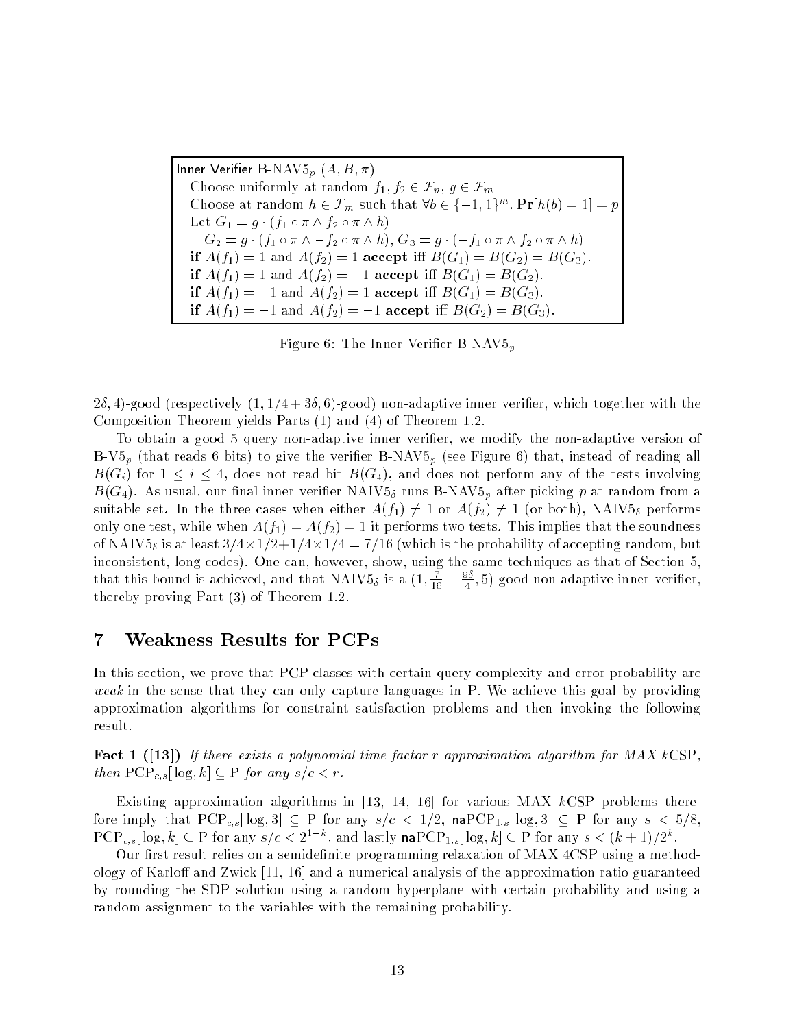```
Inner Verifier B-NAV5_p (A, B, π)
  Choose uniformly at random f_1, f_2 ∈ F_n, g ∈ F_m
  Choose at random h ∈ F_m such that ∀b ∈ {−1,1}^m. Pr[h(b) = 1] = p
  Let G_1 = g · (f_1 ∘ π ∧ f_2 ∘ π ∧ h)
      G_2 = g · (f_1 ∘ π ∧ −f_2 ∘ π ∧ h), G_3 = g · (−f_1 ∘ π ∧ f_2 ∘ π ∧ h)
  if A(f_1) = 1 and A(f_2) = 1 accept iff B(G_1) = B(G_2) = B(G_3).
  if A(f_1) = 1 and A(f_2) = −1 accept iff B(G_1) = B(G_2).
  if A(f_1) = −1 and A(f_2) = 1 accept iff B(G_1) = B(G_3).
  if A(f_1) = −1 and A(f_2) = −1 accept iff B(G_2) = B(G_3).
```

Figure 6: The Inner Verifier B-NAV$5_p$

$2\delta, 4)$-good (respectively $(1, 1/4 + 3\delta, 6)$-good) non-adaptive inner verifier, which together with the Composition Theorem yields Parts (1) and (4) of Theorem 1.2.

To obtain a good 5 query non-adaptive inner verifier, we modify the non-adaptive version of B-V$5_p$ (that reads 6 bits) to give the verifier B-NAV$5_p$ (see Figure 6) that, instead of reading all $B(G_i)$ for $1 \le i \le 4$, does not read bit $B(G_4)$, and does not perform any of the tests involving $B(G_4)$. As usual, our final inner verifier NAIV$5_\delta$ runs B-NAV$5_p$ after picking $p$ at random from a suitable set. In the three cases when either $A(f_1) \ne 1$ or $A(f_2) \ne 1$ (or both), NAIV$5_\delta$ performs only one test, while when $A(f_1) = A(f_2) = 1$ it performs two tests. This implies that the soundness of NAIV$5_\delta$ is at least $3/4 \times 1/2 + 1/4 \times 1/4 = 7/16$ (which is the probability of accepting random, but inconsistent, long codes). One can, however, show, using the same techniques as that of Section 5, that this bound is achieved, and that NAIV$5_\delta$ is a $(1, \frac{7}{16} + \frac{9\delta}{4}, 5)$-good non-adaptive inner verifier, thereby proving Part (3) of Theorem 1.2.

## 7 Weakness Results for PCPs

In this section, we prove that PCP classes with certain query complexity and error probability are *weak* in the sense that they can only capture languages in P. We achieve this goal by providing approximation algorithms for constraint satisfaction problems and then invoking the following result.

**Fact 1 ([13])** *If there exists a polynomial time factor $r$ approximation algorithm for MAX $k$CSP, then* $\mathrm{PCP}_{c,s}[\log, k] \subseteq \mathrm{P}$ *for any $s/c < r$.*

Existing approximation algorithms in [13, 14, 16] for various MAX $k$CSP problems therefore imply that $\mathrm{PCP}_{c,s}[\log, 3] \subseteq \mathrm{P}$ for any $s/c < 1/2$, $\mathsf{na}\mathrm{PCP}_{1,s}[\log, 3] \subseteq \mathrm{P}$ for any $s < 5/8$, $\mathrm{PCP}_{c,s}[\log, k] \subseteq \mathrm{P}$ for any $s/c < 2^{1-k}$, and lastly $\mathsf{na}\mathrm{PCP}_{1,s}[\log, k] \subseteq \mathrm{P}$ for any $s < (k+1)/2^k$.

Our first result relies on a semidefinite programming relaxation of MAX 4CSP using a methodology of Karloff and Zwick [11, 16] and a numerical analysis of the approximation ratio guaranteed by rounding the SDP solution using a random hyperplane with certain probability and using a random assignment to the variables with the remaining probability.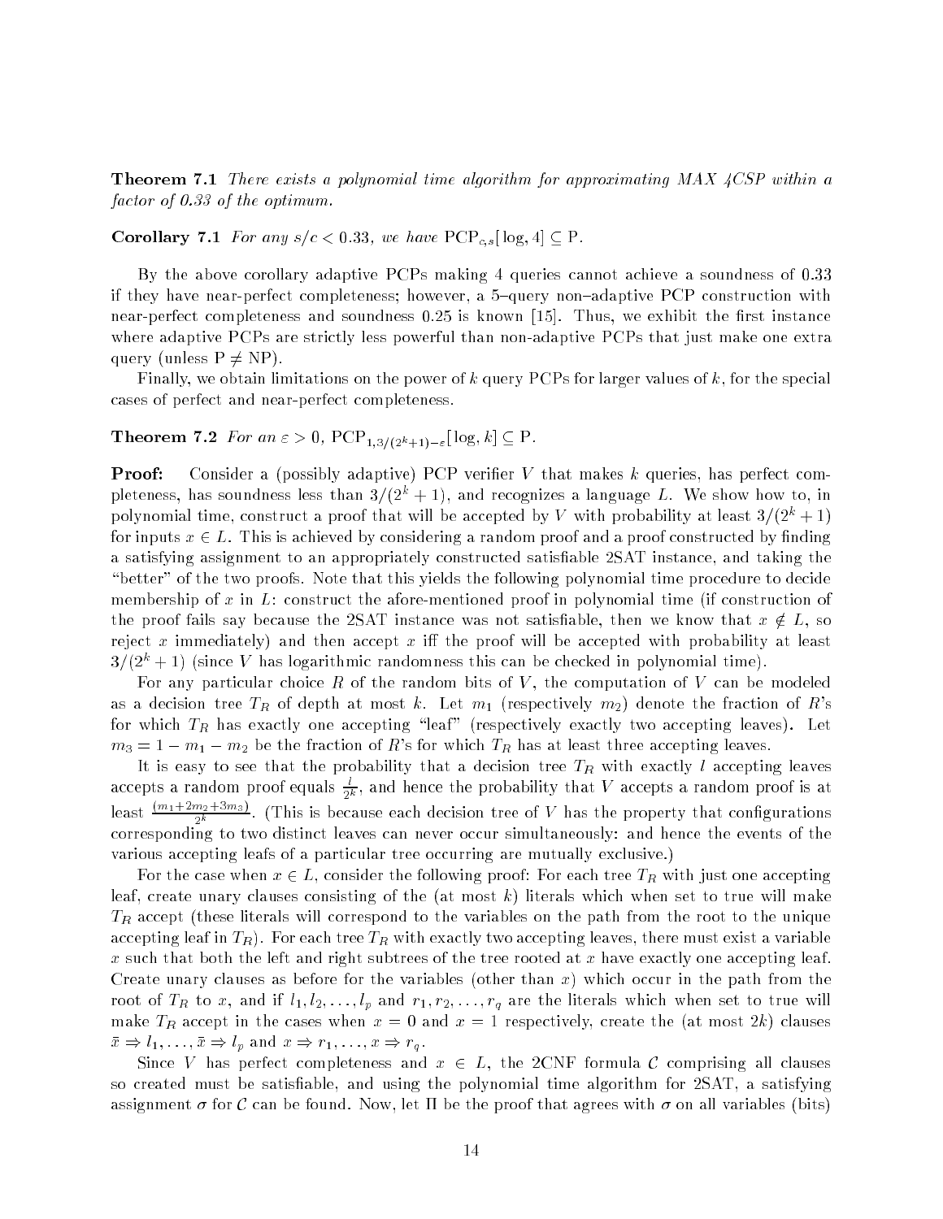**Theorem 7.1** *There exists a polynomial time algorithm for approximating MAX 4CSP within a factor of 0.33 of the optimum.*

**Corollary 7.1** *For any $s/c < 0.33$, we have* $\mathrm{PCP}_{c,s}[\log, 4] \subseteq \mathrm{P}$.

By the above corollary adaptive PCPs making 4 queries cannot achieve a soundness of 0.33 if they have near-perfect completeness; however, a 5–query non–adaptive PCP construction with near-perfect completeness and soundness 0.25 is known [15]. Thus, we exhibit the first instance where adaptive PCPs are strictly less powerful than non-adaptive PCPs that just make one extra query (unless $\mathrm{P} \neq \mathrm{NP}$).

Finally, we obtain limitations on the power of $k$ query PCPs for larger values of $k$, for the special cases of perfect and near-perfect completeness.

**Theorem 7.2** *For an* $\varepsilon > 0$, $\mathrm{PCP}_{1,3/(2^k+1)-\varepsilon}[\log, k] \subseteq \mathrm{P}$.

**Proof:** Consider a (possibly adaptive) PCP verifier $V$ that makes $k$ queries, has perfect completeness, has soundness less than $3/(2^k + 1)$, and recognizes a language $L$. We show how to, in polynomial time, construct a proof that will be accepted by $V$ with probability at least $3/(2^k + 1)$ for inputs $x \in L$. This is achieved by considering a random proof and a proof constructed by finding a satisfying assignment to an appropriately constructed satisfiable 2SAT instance, and taking the "better" of the two proofs. Note that this yields the following polynomial time procedure to decide membership of $x$ in $L$: construct the afore-mentioned proof in polynomial time (if construction of the proof fails say because the 2SAT instance was not satisfiable, then we know that $x \notin L$, so reject $x$ immediately) and then accept $x$ iff the proof will be accepted with probability at least $3/(2^k + 1)$ (since $V$ has logarithmic randomness this can be checked in polynomial time).

For any particular choice $R$ of the random bits of $V$, the computation of $V$ can be modeled as a decision tree $T_R$ of depth at most $k$. Let $m_1$ (respectively $m_2$) denote the fraction of $R$'s for which $T_R$ has exactly one accepting "leaf" (respectively exactly two accepting leaves). Let $m_3 = 1 - m_1 - m_2$ be the fraction of $R$'s for which $T_R$ has at least three accepting leaves.

It is easy to see that the probability that a decision tree $T_R$ with exactly $l$ accepting leaves accepts a random proof equals $\frac{l}{2^k}$, and hence the probability that $V$ accepts a random proof is at least $\frac{(m_1+2m_2+3m_3)}{2^k}$. (This is because each decision tree of $V$ has the property that configurations corresponding to two distinct leaves can never occur simultaneously: and hence the events of the various accepting leafs of a particular tree occurring are mutually exclusive.)

For the case when $x \in L$, consider the following proof: For each tree $T_R$ with just one accepting leaf, create unary clauses consisting of the (at most $k$) literals which when set to true will make $T_R$ accept (these literals will correspond to the variables on the path from the root to the unique accepting leaf in $T_R$). For each tree $T_R$ with exactly two accepting leaves, there must exist a variable $x$ such that both the left and right subtrees of the tree rooted at $x$ have exactly one accepting leaf. Create unary clauses as before for the variables (other than $x$) which occur in the path from the root of $T_R$ to $x$, and if $l_1, l_2, \ldots, l_p$ and $r_1, r_2, \ldots, r_q$ are the literals which when set to true will make $T_R$ accept in the cases when $x = 0$ and $x = 1$ respectively, create the (at most $2k$) clauses $\bar{x} \Rightarrow l_1, \ldots, \bar{x} \Rightarrow l_p$ and $x \Rightarrow r_1, \ldots, x \Rightarrow r_q$.

Since $V$ has perfect completeness and $x \in L$, the 2CNF formula $\mathcal{C}$ comprising all clauses so created must be satisfiable, and using the polynomial time algorithm for 2SAT, a satisfying assignment $\sigma$ for $\mathcal{C}$ can be found. Now, let $\Pi$ be the proof that agrees with $\sigma$ on all variables (bits)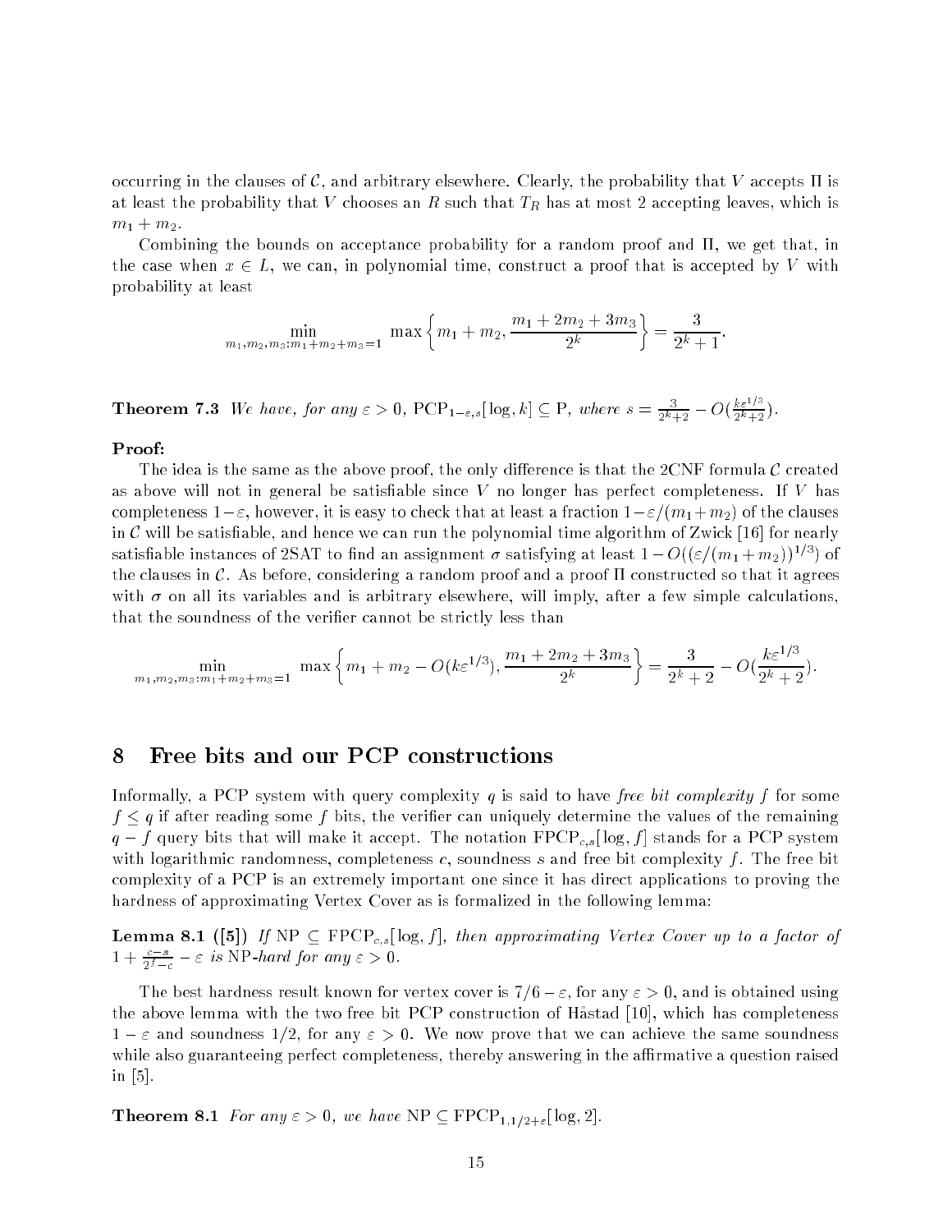occurring in the clauses of $\mathcal{C}$, and arbitrary elsewhere. Clearly, the probability that $V$ accepts $\Pi$ is at least the probability that $V$ chooses an $R$ such that $T_R$ has at most 2 accepting leaves, which is $m_1 + m_2$.

Combining the bounds on acceptance probability for a random proof and $\Pi$, we get that, in the case when $x \in L$, we can, in polynomial time, construct a proof that is accepted by $V$ with probability at least

$$\min_{m_1,m_2,m_3:m_1+m_2+m_3=1} \max\left\{m_1 + m_2, \frac{m_1 + 2m_2 + 3m_3}{2^k}\right\} = \frac{3}{2^k + 1}.$$

**Theorem 7.3** *We have, for any* $\varepsilon > 0$, $\mathrm{PCP}_{1-\varepsilon,s}[\log, k] \subseteq \mathrm{P}$, *where* $s = \frac{3}{2^k+2} - O(\frac{k\varepsilon^{1/3}}{2^k+2})$.

**Proof:**

The idea is the same as the above proof, the only difference is that the 2CNF formula $\mathcal{C}$ created as above will not in general be satisfiable since $V$ no longer has perfect completeness. If $V$ has completeness $1-\varepsilon$, however, it is easy to check that at least a fraction $1-\varepsilon/(m_1+m_2)$ of the clauses in $\mathcal{C}$ will be satisfiable, and hence we can run the polynomial time algorithm of Zwick [16] for nearly satisfiable instances of 2SAT to find an assignment $\sigma$ satisfying at least $1 - O((\varepsilon/(m_1+m_2))^{1/3})$ of the clauses in $\mathcal{C}$. As before, considering a random proof and a proof $\Pi$ constructed so that it agrees with $\sigma$ on all its variables and is arbitrary elsewhere, will imply, after a few simple calculations, that the soundness of the verifier cannot be strictly less than

$$\min_{m_1,m_2,m_3:m_1+m_2+m_3=1} \max\left\{m_1 + m_2 - O(k\varepsilon^{1/3}), \frac{m_1 + 2m_2 + 3m_3}{2^k}\right\} = \frac{3}{2^k + 2} - O(\frac{k\varepsilon^{1/3}}{2^k + 2}).$$

## 8 Free bits and our PCP constructions

Informally, a PCP system with query complexity $q$ is said to have *free bit complexity* $f$ for some $f \leq q$ if after reading some $f$ bits, the verifier can uniquely determine the values of the remaining $q - f$ query bits that will make it accept. The notation $\mathrm{FPCP}_{c,s}[\log, f]$ stands for a PCP system with logarithmic randomness, completeness $c$, soundness $s$ and free bit complexity $f$. The free bit complexity of a PCP is an extremely important one since it has direct applications to proving the hardness of approximating Vertex Cover as is formalized in the following lemma:

**Lemma 8.1 ([5])** *If* $\mathrm{NP} \subseteq \mathrm{FPCP}_{c,s}[\log, f]$, *then approximating Vertex Cover up to a factor of* $1 + \frac{c-s}{2^f-c} - \varepsilon$ *is* NP*-hard for any* $\varepsilon > 0$.

The best hardness result known for vertex cover is $7/6 - \varepsilon$, for any $\varepsilon > 0$, and is obtained using the above lemma with the two free bit PCP construction of Håstad [10], which has completeness $1 - \varepsilon$ and soundness $1/2$, for any $\varepsilon > 0$. We now prove that we can achieve the same soundness while also guaranteeing perfect completeness, thereby answering in the affirmative a question raised in [5].

**Theorem 8.1** *For any* $\varepsilon > 0$, *we have* $\mathrm{NP} \subseteq \mathrm{FPCP}_{1,1/2+\varepsilon}[\log, 2]$.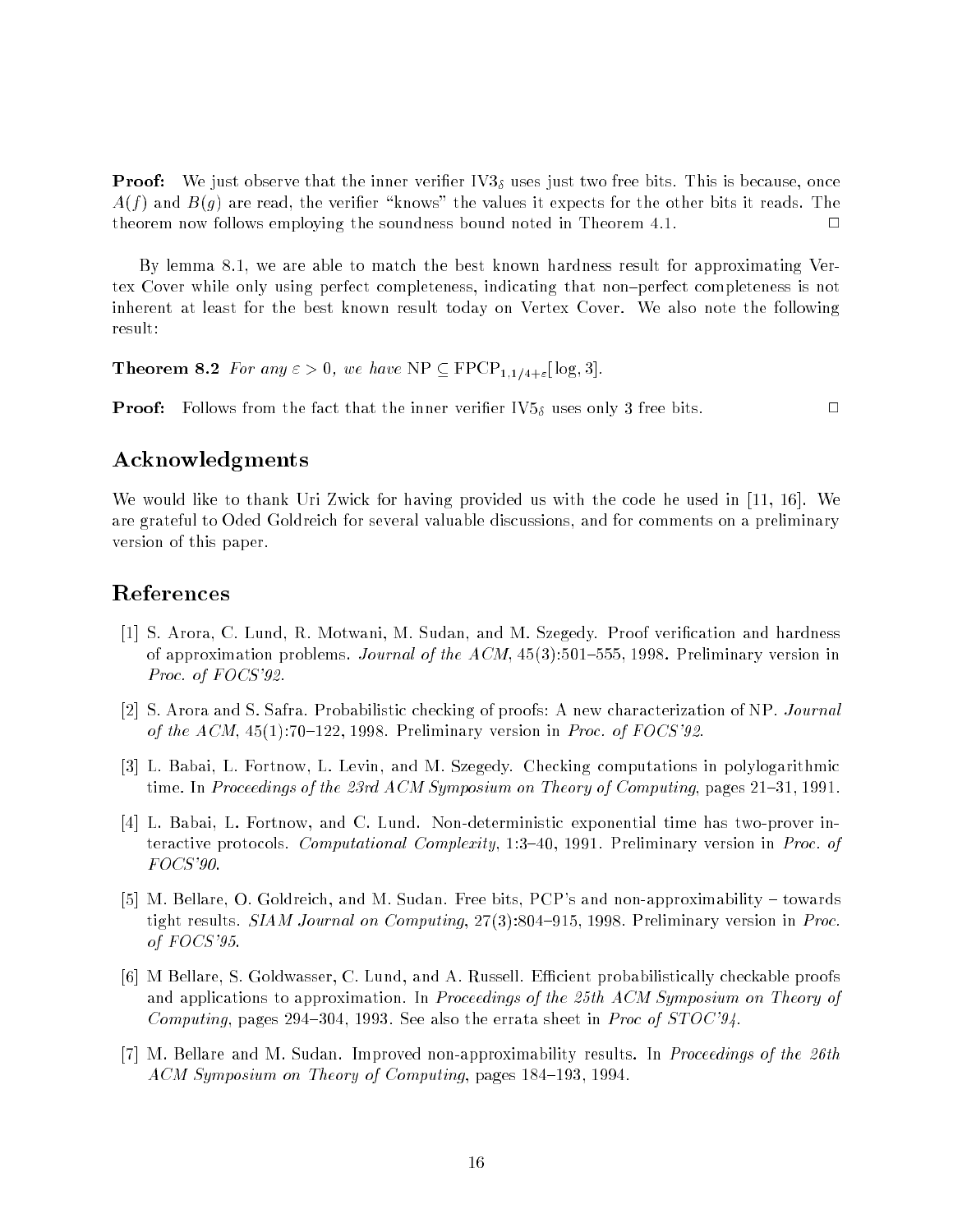**Proof:** We just observe that the inner verifier $\text{IV3}_\delta$ uses just two free bits. This is because, once $A(f)$ and $B(g)$ are read, the verifier "knows" the values it expects for the other bits it reads. The theorem now follows employing the soundness bound noted in Theorem 4.1. □

By lemma 8.1, we are able to match the best known hardness result for approximating Vertex Cover while only using perfect completeness, indicating that non–perfect completeness is not inherent at least for the best known result today on Vertex Cover. We also note the following result:

**Theorem 8.2** *For any $\varepsilon > 0$, we have* $\text{NP} \subseteq \text{FPCP}_{1,1/4+\varepsilon}[\log, 3]$.

**Proof:** Follows from the fact that the inner verifier $\text{IV5}_\delta$ uses only 3 free bits. □

## Acknowledgments

We would like to thank Uri Zwick for having provided us with the code he used in [11, 16]. We are grateful to Oded Goldreich for several valuable discussions, and for comments on a preliminary version of this paper.

## References

[1] S. Arora, C. Lund, R. Motwani, M. Sudan, and M. Szegedy. Proof verification and hardness of approximation problems. *Journal of the ACM*, 45(3):501–555, 1998. Preliminary version in *Proc. of FOCS'92*.

[2] S. Arora and S. Safra. Probabilistic checking of proofs: A new characterization of NP. *Journal of the ACM*, 45(1):70–122, 1998. Preliminary version in *Proc. of FOCS'92*.

[3] L. Babai, L. Fortnow, L. Levin, and M. Szegedy. Checking computations in polylogarithmic time. In *Proceedings of the 23rd ACM Symposium on Theory of Computing*, pages 21–31, 1991.

[4] L. Babai, L. Fortnow, and C. Lund. Non-deterministic exponential time has two-prover interactive protocols. *Computational Complexity*, 1:3–40, 1991. Preliminary version in *Proc. of FOCS'90*.

[5] M. Bellare, O. Goldreich, and M. Sudan. Free bits, PCP's and non-approximability – towards tight results. *SIAM Journal on Computing*, 27(3):804–915, 1998. Preliminary version in *Proc. of FOCS'95*.

[6] M Bellare, S. Goldwasser, C. Lund, and A. Russell. Efficient probabilistically checkable proofs and applications to approximation. In *Proceedings of the 25th ACM Symposium on Theory of Computing*, pages 294–304, 1993. See also the errata sheet in *Proc of STOC'94*.

[7] M. Bellare and M. Sudan. Improved non-approximability results. In *Proceedings of the 26th ACM Symposium on Theory of Computing*, pages 184–193, 1994.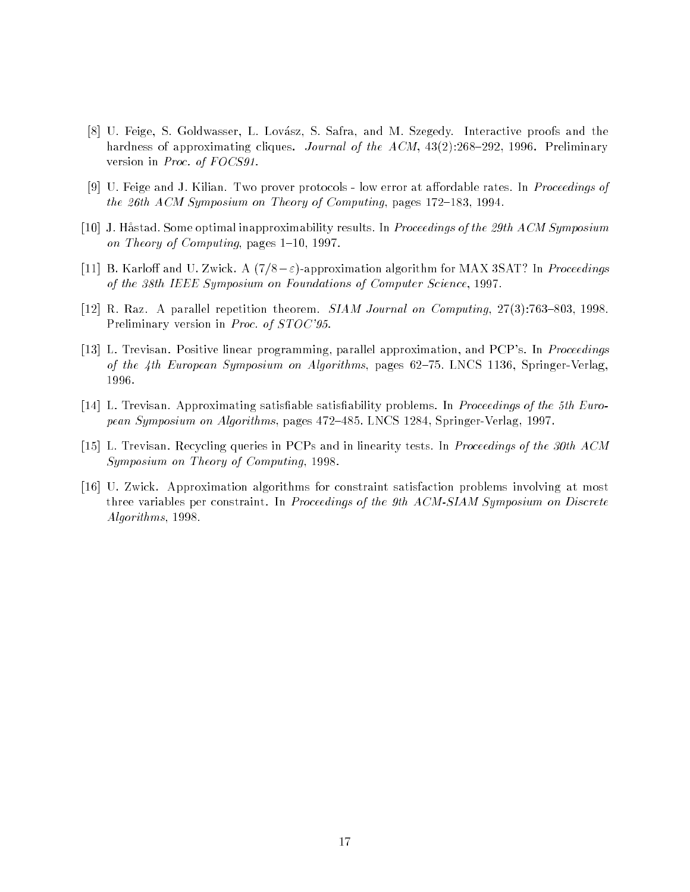[8] U. Feige, S. Goldwasser, L. Lovász, S. Safra, and M. Szegedy. Interactive proofs and the hardness of approximating cliques. *Journal of the ACM*, 43(2):268–292, 1996. Preliminary version in *Proc. of FOCS91*.

[9] U. Feige and J. Kilian. Two prover protocols - low error at affordable rates. In *Proceedings of the 26th ACM Symposium on Theory of Computing*, pages 172–183, 1994.

[10] J. Håstad. Some optimal inapproximability results. In *Proceedings of the 29th ACM Symposium on Theory of Computing*, pages 1–10, 1997.

[11] B. Karloff and U. Zwick. A $(7/8-\varepsilon)$-approximation algorithm for MAX 3SAT? In *Proceedings of the 38th IEEE Symposium on Foundations of Computer Science*, 1997.

[12] R. Raz. A parallel repetition theorem. *SIAM Journal on Computing*, 27(3):763–803, 1998. Preliminary version in *Proc. of STOC'95*.

[13] L. Trevisan. Positive linear programming, parallel approximation, and PCP's. In *Proceedings of the 4th European Symposium on Algorithms*, pages 62–75. LNCS 1136, Springer-Verlag, 1996.

[14] L. Trevisan. Approximating satisfiable satisfiability problems. In *Proceedings of the 5th European Symposium on Algorithms*, pages 472–485. LNCS 1284, Springer-Verlag, 1997.

[15] L. Trevisan. Recycling queries in PCPs and in linearity tests. In *Proceedings of the 30th ACM Symposium on Theory of Computing*, 1998.

[16] U. Zwick. Approximation algorithms for constraint satisfaction problems involving at most three variables per constraint. In *Proceedings of the 9th ACM-SIAM Symposium on Discrete Algorithms*, 1998.